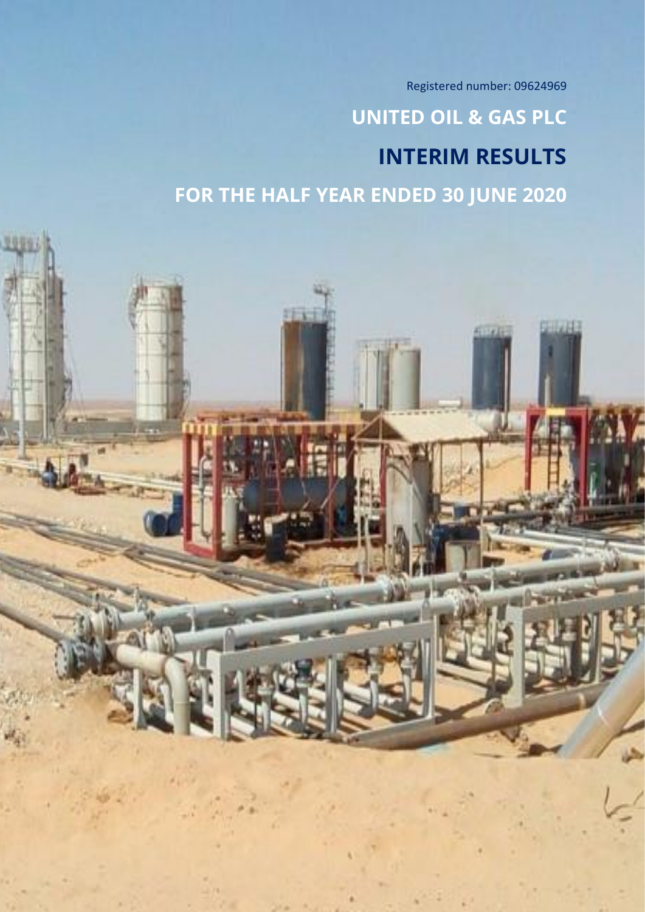Registered number: 09624969

# UNITED OIL & GAS PLC

# INTERIM RESULTS

# FOR THE HALF YEAR ENDED 30 JUNE 2020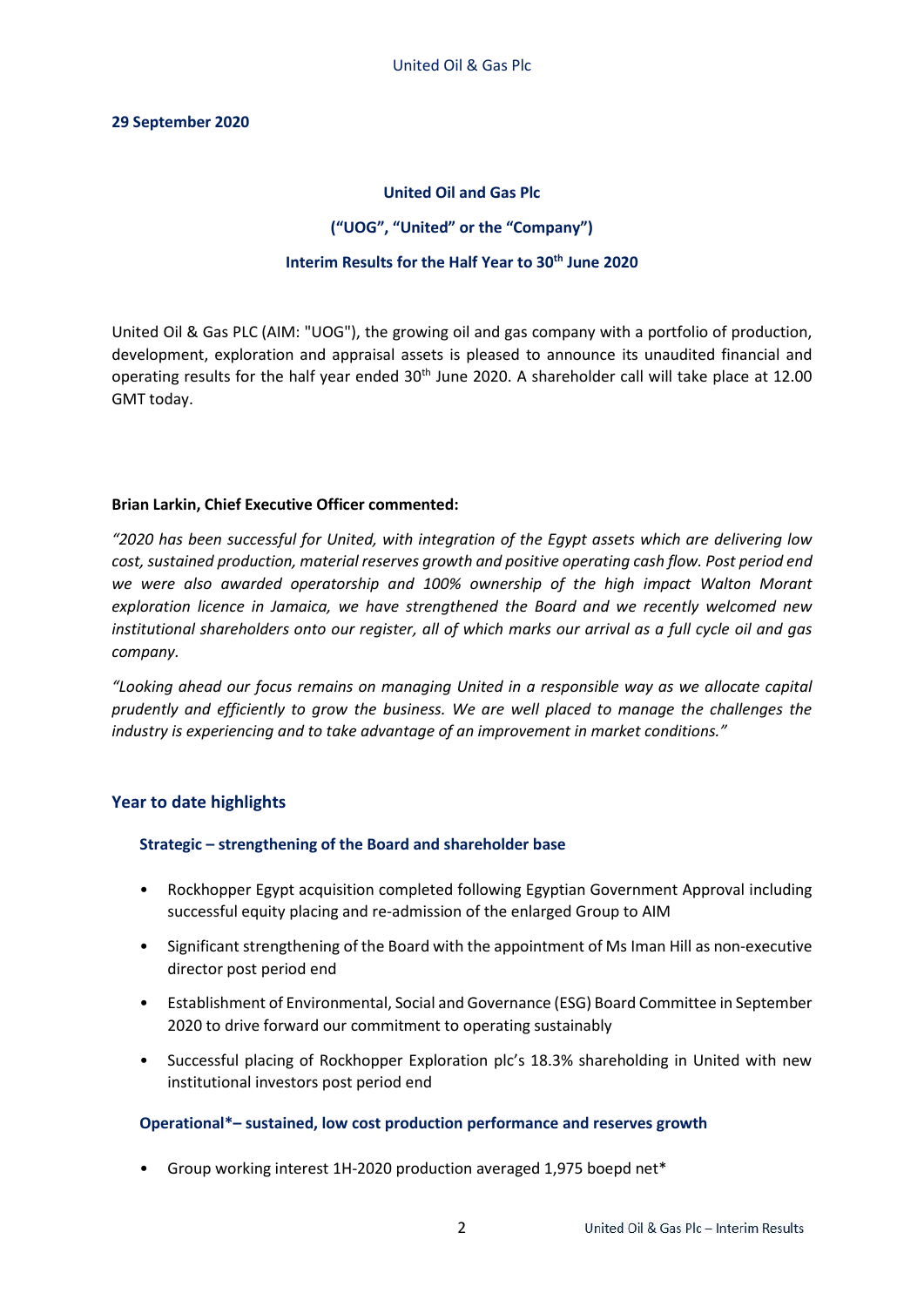**29 September 2020**

**United Oil and Gas Plc**

**("UOG", "United" or the "Company")**

**Interim Results for the Half Year to 30th June 2020**

United Oil & Gas PLC (AIM: "UOG"), the growing oil and gas company with a portfolio of production, development, exploration and appraisal assets is pleased to announce its unaudited financial and operating results for the half year ended 30th June 2020. A shareholder call will take place at 12.00 GMT today.

**Brian Larkin, Chief Executive Officer commented:**

*"2020 has been successful for United, with integration of the Egypt assets which are delivering low cost, sustained production, material reserves growth and positive operating cash flow. Post period end we were also awarded operatorship and 100% ownership of the high impact Walton Morant exploration licence in Jamaica, we have strengthened the Board and we recently welcomed new institutional shareholders onto our register, all of which marks our arrival as a full cycle oil and gas company.*

*"Looking ahead our focus remains on managing United in a responsible way as we allocate capital prudently and efficiently to grow the business. We are well placed to manage the challenges the industry is experiencing and to take advantage of an improvement in market conditions."*

## Year to date highlights

### Strategic – strengthening of the Board and shareholder base

- Rockhopper Egypt acquisition completed following Egyptian Government Approval including successful equity placing and re-admission of the enlarged Group to AIM
- Significant strengthening of the Board with the appointment of Ms Iman Hill as non-executive director post period end
- Establishment of Environmental, Social and Governance (ESG) Board Committee in September 2020 to drive forward our commitment to operating sustainably
- Successful placing of Rockhopper Exploration plc's 18.3% shareholding in United with new institutional investors post period end

### Operational*– sustained, low cost production performance and reserves growth

- Group working interest 1H-2020 production averaged 1,975 boepd net*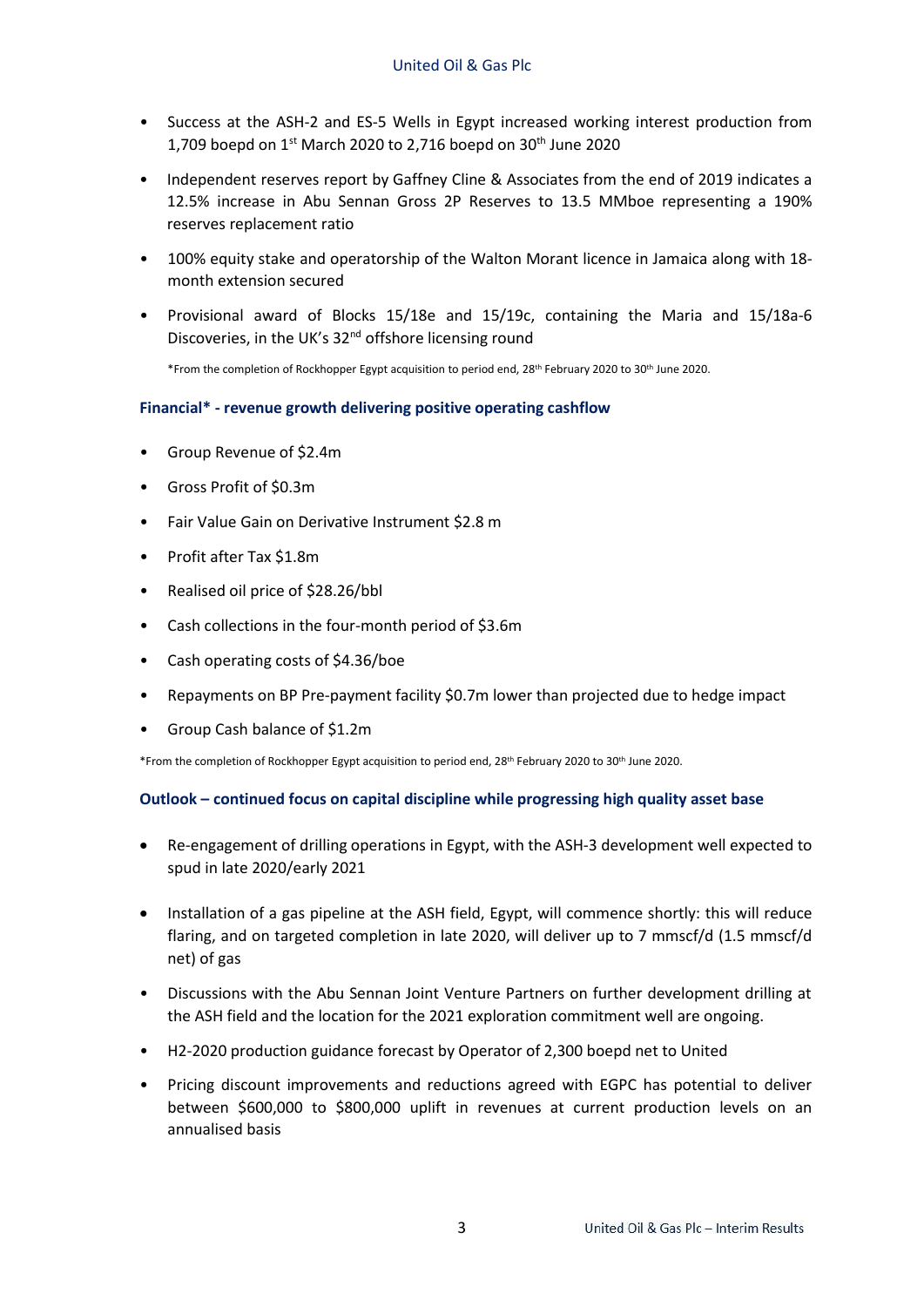- Success at the ASH-2 and ES-5 Wells in Egypt increased working interest production from 1,709 boepd on 1st March 2020 to 2,716 boepd on 30th June 2020
- Independent reserves report by Gaffney Cline & Associates from the end of 2019 indicates a 12.5% increase in Abu Sennan Gross 2P Reserves to 13.5 MMboe representing a 190% reserves replacement ratio
- 100% equity stake and operatorship of the Walton Morant licence in Jamaica along with 18-month extension secured
- Provisional award of Blocks 15/18e and 15/19c, containing the Maria and 15/18a-6 Discoveries, in the UK's 32nd offshore licensing round

*From the completion of Rockhopper Egypt acquisition to period end, 28th February 2020 to 30th June 2020.

### Financial* - revenue growth delivering positive operating cashflow

- Group Revenue of $2.4m
- Gross Profit of $0.3m
- Fair Value Gain on Derivative Instrument $2.8 m
- Profit after Tax $1.8m
- Realised oil price of $28.26/bbl
- Cash collections in the four-month period of $3.6m
- Cash operating costs of $4.36/boe
- Repayments on BP Pre-payment facility $0.7m lower than projected due to hedge impact
- Group Cash balance of $1.2m

*From the completion of Rockhopper Egypt acquisition to period end, 28th February 2020 to 30th June 2020.

### Outlook – continued focus on capital discipline while progressing high quality asset base

- Re-engagement of drilling operations in Egypt, with the ASH-3 development well expected to spud in late 2020/early 2021
- Installation of a gas pipeline at the ASH field, Egypt, will commence shortly: this will reduce flaring, and on targeted completion in late 2020, will deliver up to 7 mmscf/d (1.5 mmscf/d net) of gas
- Discussions with the Abu Sennan Joint Venture Partners on further development drilling at the ASH field and the location for the 2021 exploration commitment well are ongoing.
- H2-2020 production guidance forecast by Operator of 2,300 boepd net to United
- Pricing discount improvements and reductions agreed with EGPC has potential to deliver between $600,000 to $800,000 uplift in revenues at current production levels on an annualised basis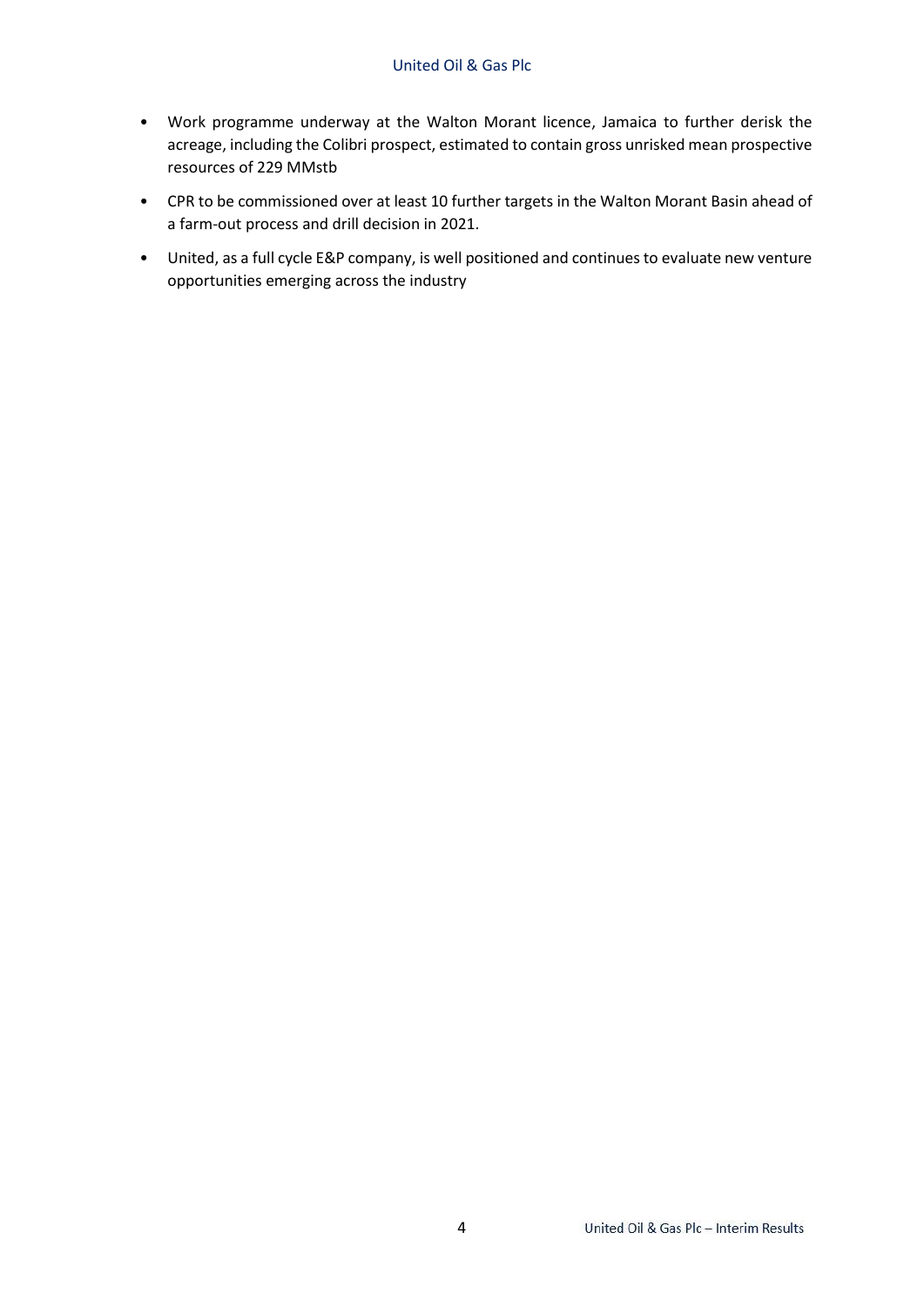- Work programme underway at the Walton Morant licence, Jamaica to further derisk the acreage, including the Colibri prospect, estimated to contain gross unrisked mean prospective resources of 229 MMstb
- CPR to be commissioned over at least 10 further targets in the Walton Morant Basin ahead of a farm-out process and drill decision in 2021.
- United, as a full cycle E&P company, is well positioned and continues to evaluate new venture opportunities emerging across the industry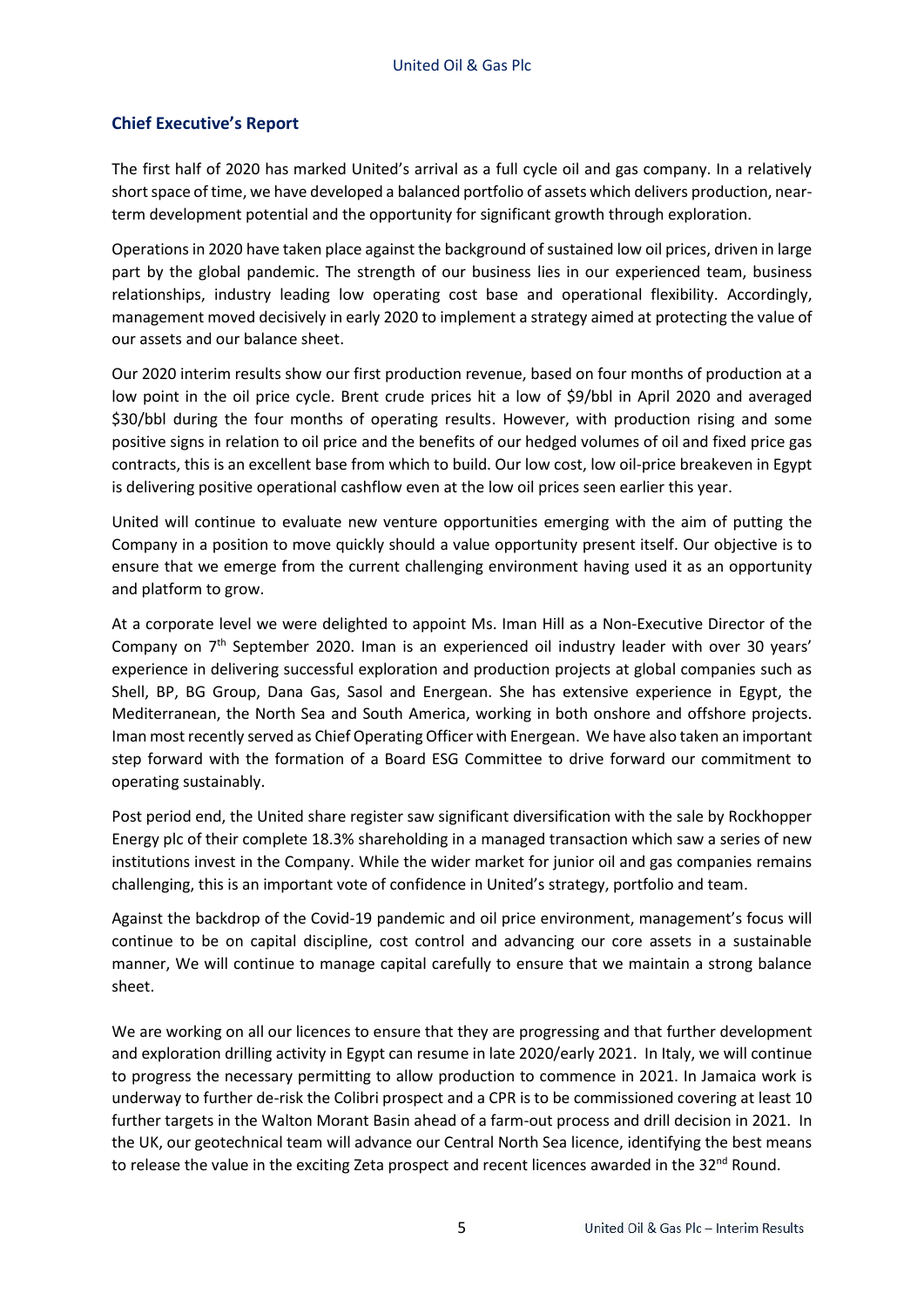## Chief Executive's Report

The first half of 2020 has marked United's arrival as a full cycle oil and gas company. In a relatively short space of time, we have developed a balanced portfolio of assets which delivers production, near-term development potential and the opportunity for significant growth through exploration.

Operations in 2020 have taken place against the background of sustained low oil prices, driven in large part by the global pandemic. The strength of our business lies in our experienced team, business relationships, industry leading low operating cost base and operational flexibility. Accordingly, management moved decisively in early 2020 to implement a strategy aimed at protecting the value of our assets and our balance sheet.

Our 2020 interim results show our first production revenue, based on four months of production at a low point in the oil price cycle. Brent crude prices hit a low of $9/bbl in April 2020 and averaged $30/bbl during the four months of operating results. However, with production rising and some positive signs in relation to oil price and the benefits of our hedged volumes of oil and fixed price gas contracts, this is an excellent base from which to build. Our low cost, low oil-price breakeven in Egypt is delivering positive operational cashflow even at the low oil prices seen earlier this year.

United will continue to evaluate new venture opportunities emerging with the aim of putting the Company in a position to move quickly should a value opportunity present itself. Our objective is to ensure that we emerge from the current challenging environment having used it as an opportunity and platform to grow.

At a corporate level we were delighted to appoint Ms. Iman Hill as a Non-Executive Director of the Company on 7th September 2020. Iman is an experienced oil industry leader with over 30 years' experience in delivering successful exploration and production projects at global companies such as Shell, BP, BG Group, Dana Gas, Sasol and Energean. She has extensive experience in Egypt, the Mediterranean, the North Sea and South America, working in both onshore and offshore projects. Iman most recently served as Chief Operating Officer with Energean. We have also taken an important step forward with the formation of a Board ESG Committee to drive forward our commitment to operating sustainably.

Post period end, the United share register saw significant diversification with the sale by Rockhopper Energy plc of their complete 18.3% shareholding in a managed transaction which saw a series of new institutions invest in the Company. While the wider market for junior oil and gas companies remains challenging, this is an important vote of confidence in United's strategy, portfolio and team.

Against the backdrop of the Covid-19 pandemic and oil price environment, management's focus will continue to be on capital discipline, cost control and advancing our core assets in a sustainable manner, We will continue to manage capital carefully to ensure that we maintain a strong balance sheet.

We are working on all our licences to ensure that they are progressing and that further development and exploration drilling activity in Egypt can resume in late 2020/early 2021. In Italy, we will continue to progress the necessary permitting to allow production to commence in 2021. In Jamaica work is underway to further de-risk the Colibri prospect and a CPR is to be commissioned covering at least 10 further targets in the Walton Morant Basin ahead of a farm-out process and drill decision in 2021. In the UK, our geotechnical team will advance our Central North Sea licence, identifying the best means to release the value in the exciting Zeta prospect and recent licences awarded in the 32nd Round.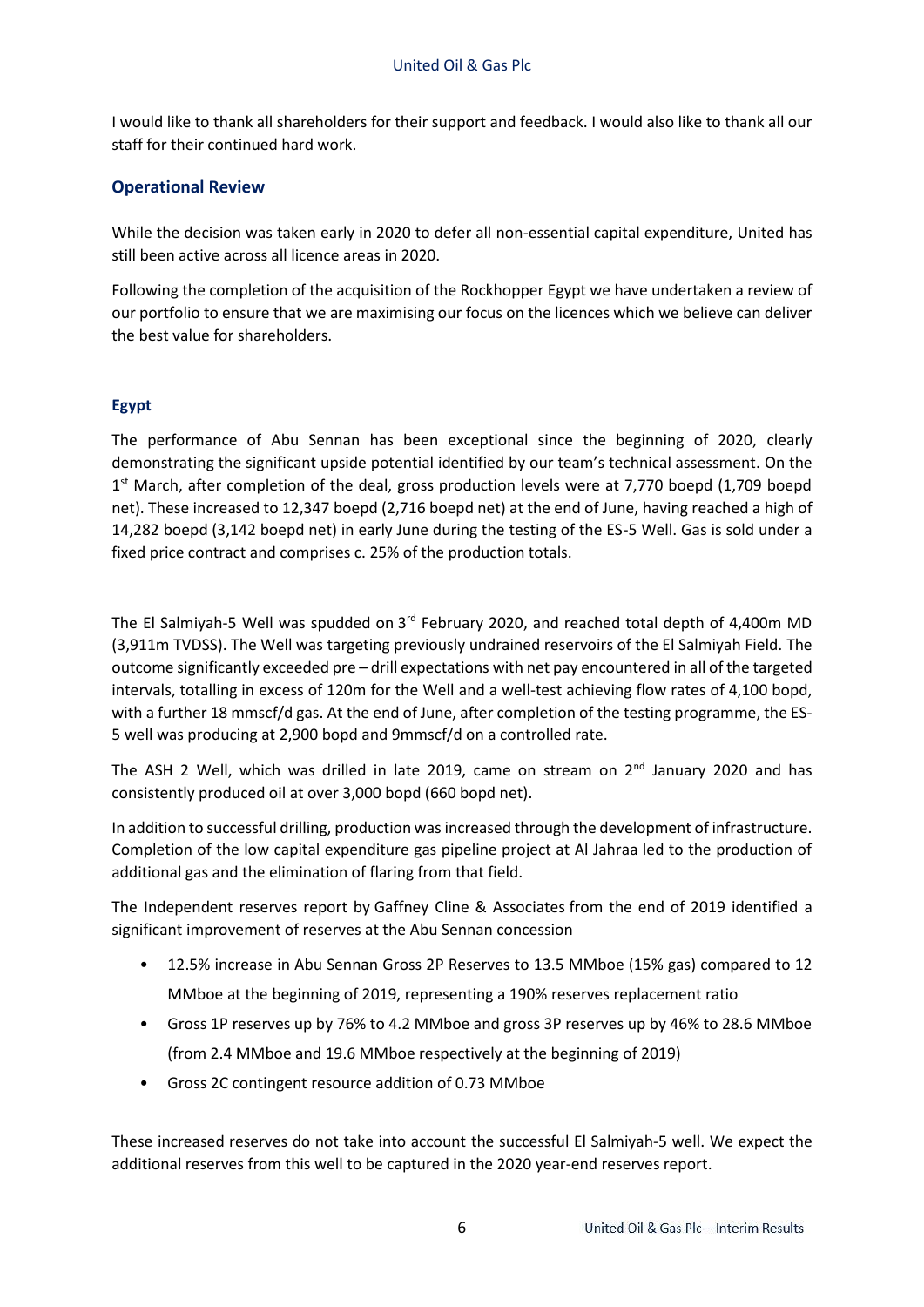I would like to thank all shareholders for their support and feedback. I would also like to thank all our staff for their continued hard work.

## Operational Review

While the decision was taken early in 2020 to defer all non-essential capital expenditure, United has still been active across all licence areas in 2020.

Following the completion of the acquisition of the Rockhopper Egypt we have undertaken a review of our portfolio to ensure that we are maximising our focus on the licences which we believe can deliver the best value for shareholders.

### Egypt

The performance of Abu Sennan has been exceptional since the beginning of 2020, clearly demonstrating the significant upside potential identified by our team's technical assessment. On the 1st March, after completion of the deal, gross production levels were at 7,770 boepd (1,709 boepd net). These increased to 12,347 boepd (2,716 boepd net) at the end of June, having reached a high of 14,282 boepd (3,142 boepd net) in early June during the testing of the ES-5 Well. Gas is sold under a fixed price contract and comprises c. 25% of the production totals.

The El Salmiyah-5 Well was spudded on 3rd February 2020, and reached total depth of 4,400m MD (3,911m TVDSS). The Well was targeting previously undrained reservoirs of the El Salmiyah Field. The outcome significantly exceeded pre – drill expectations with net pay encountered in all of the targeted intervals, totalling in excess of 120m for the Well and a well-test achieving flow rates of 4,100 bopd, with a further 18 mmscf/d gas. At the end of June, after completion of the testing programme, the ES-5 well was producing at 2,900 bopd and 9mmscf/d on a controlled rate.

The ASH 2 Well, which was drilled in late 2019, came on stream on 2nd January 2020 and has consistently produced oil at over 3,000 bopd (660 bopd net).

In addition to successful drilling, production was increased through the development of infrastructure. Completion of the low capital expenditure gas pipeline project at Al Jahraa led to the production of additional gas and the elimination of flaring from that field.

The Independent reserves report by Gaffney Cline & Associates from the end of 2019 identified a significant improvement of reserves at the Abu Sennan concession

- 12.5% increase in Abu Sennan Gross 2P Reserves to 13.5 MMboe (15% gas) compared to 12 MMboe at the beginning of 2019, representing a 190% reserves replacement ratio
- Gross 1P reserves up by 76% to 4.2 MMboe and gross 3P reserves up by 46% to 28.6 MMboe (from 2.4 MMboe and 19.6 MMboe respectively at the beginning of 2019)
- Gross 2C contingent resource addition of 0.73 MMboe

These increased reserves do not take into account the successful El Salmiyah-5 well. We expect the additional reserves from this well to be captured in the 2020 year-end reserves report.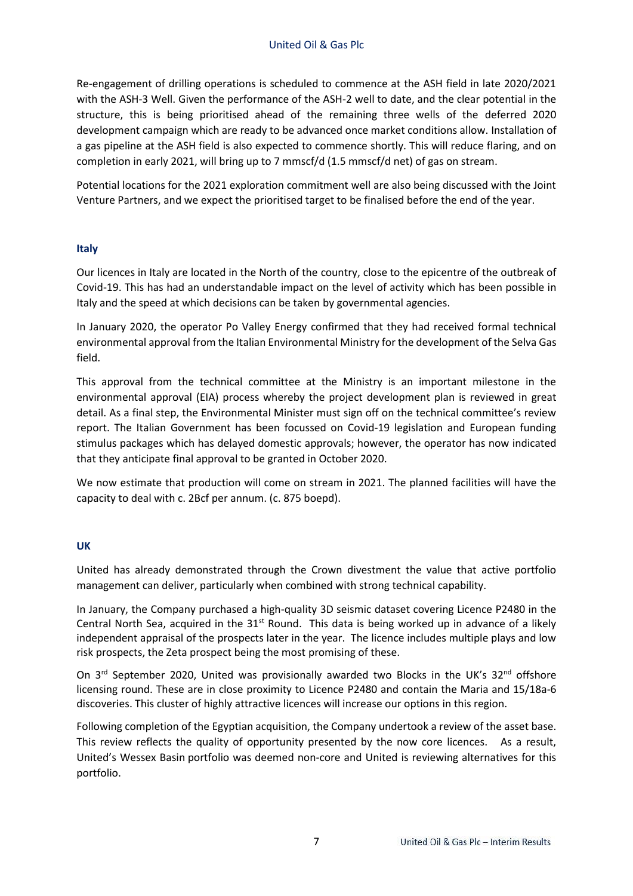Re-engagement of drilling operations is scheduled to commence at the ASH field in late 2020/2021 with the ASH-3 Well. Given the performance of the ASH-2 well to date, and the clear potential in the structure, this is being prioritised ahead of the remaining three wells of the deferred 2020 development campaign which are ready to be advanced once market conditions allow. Installation of a gas pipeline at the ASH field is also expected to commence shortly. This will reduce flaring, and on completion in early 2021, will bring up to 7 mmscf/d (1.5 mmscf/d net) of gas on stream.

Potential locations for the 2021 exploration commitment well are also being discussed with the Joint Venture Partners, and we expect the prioritised target to be finalised before the end of the year.

**Italy**

Our licences in Italy are located in the North of the country, close to the epicentre of the outbreak of Covid-19. This has had an understandable impact on the level of activity which has been possible in Italy and the speed at which decisions can be taken by governmental agencies.

In January 2020, the operator Po Valley Energy confirmed that they had received formal technical environmental approval from the Italian Environmental Ministry for the development of the Selva Gas field.

This approval from the technical committee at the Ministry is an important milestone in the environmental approval (EIA) process whereby the project development plan is reviewed in great detail. As a final step, the Environmental Minister must sign off on the technical committee's review report. The Italian Government has been focussed on Covid-19 legislation and European funding stimulus packages which has delayed domestic approvals; however, the operator has now indicated that they anticipate final approval to be granted in October 2020.

We now estimate that production will come on stream in 2021. The planned facilities will have the capacity to deal with c. 2Bcf per annum. (c. 875 boepd).

**UK**

United has already demonstrated through the Crown divestment the value that active portfolio management can deliver, particularly when combined with strong technical capability.

In January, the Company purchased a high-quality 3D seismic dataset covering Licence P2480 in the Central North Sea, acquired in the 31st Round. This data is being worked up in advance of a likely independent appraisal of the prospects later in the year. The licence includes multiple plays and low risk prospects, the Zeta prospect being the most promising of these.

On 3rd September 2020, United was provisionally awarded two Blocks in the UK's 32nd offshore licensing round. These are in close proximity to Licence P2480 and contain the Maria and 15/18a-6 discoveries. This cluster of highly attractive licences will increase our options in this region.

Following completion of the Egyptian acquisition, the Company undertook a review of the asset base. This review reflects the quality of opportunity presented by the now core licences. As a result, United's Wessex Basin portfolio was deemed non-core and United is reviewing alternatives for this portfolio.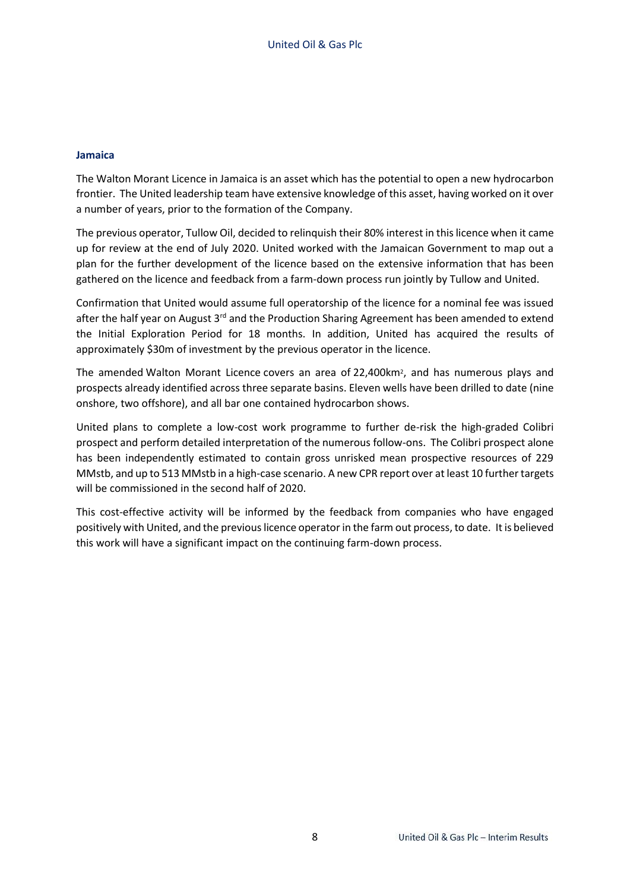## Jamaica

The Walton Morant Licence in Jamaica is an asset which has the potential to open a new hydrocarbon frontier. The United leadership team have extensive knowledge of this asset, having worked on it over a number of years, prior to the formation of the Company.

The previous operator, Tullow Oil, decided to relinquish their 80% interest in this licence when it came up for review at the end of July 2020. United worked with the Jamaican Government to map out a plan for the further development of the licence based on the extensive information that has been gathered on the licence and feedback from a farm-down process run jointly by Tullow and United.

Confirmation that United would assume full operatorship of the licence for a nominal fee was issued after the half year on August 3rd and the Production Sharing Agreement has been amended to extend the Initial Exploration Period for 18 months. In addition, United has acquired the results of approximately $30m of investment by the previous operator in the licence.

The amended Walton Morant Licence covers an area of 22,400km$^2$, and has numerous plays and prospects already identified across three separate basins. Eleven wells have been drilled to date (nine onshore, two offshore), and all bar one contained hydrocarbon shows.

United plans to complete a low-cost work programme to further de-risk the high-graded Colibri prospect and perform detailed interpretation of the numerous follow-ons. The Colibri prospect alone has been independently estimated to contain gross unrisked mean prospective resources of 229 MMstb, and up to 513 MMstb in a high-case scenario. A new CPR report over at least 10 further targets will be commissioned in the second half of 2020.

This cost-effective activity will be informed by the feedback from companies who have engaged positively with United, and the previous licence operator in the farm out process, to date. It is believed this work will have a significant impact on the continuing farm-down process.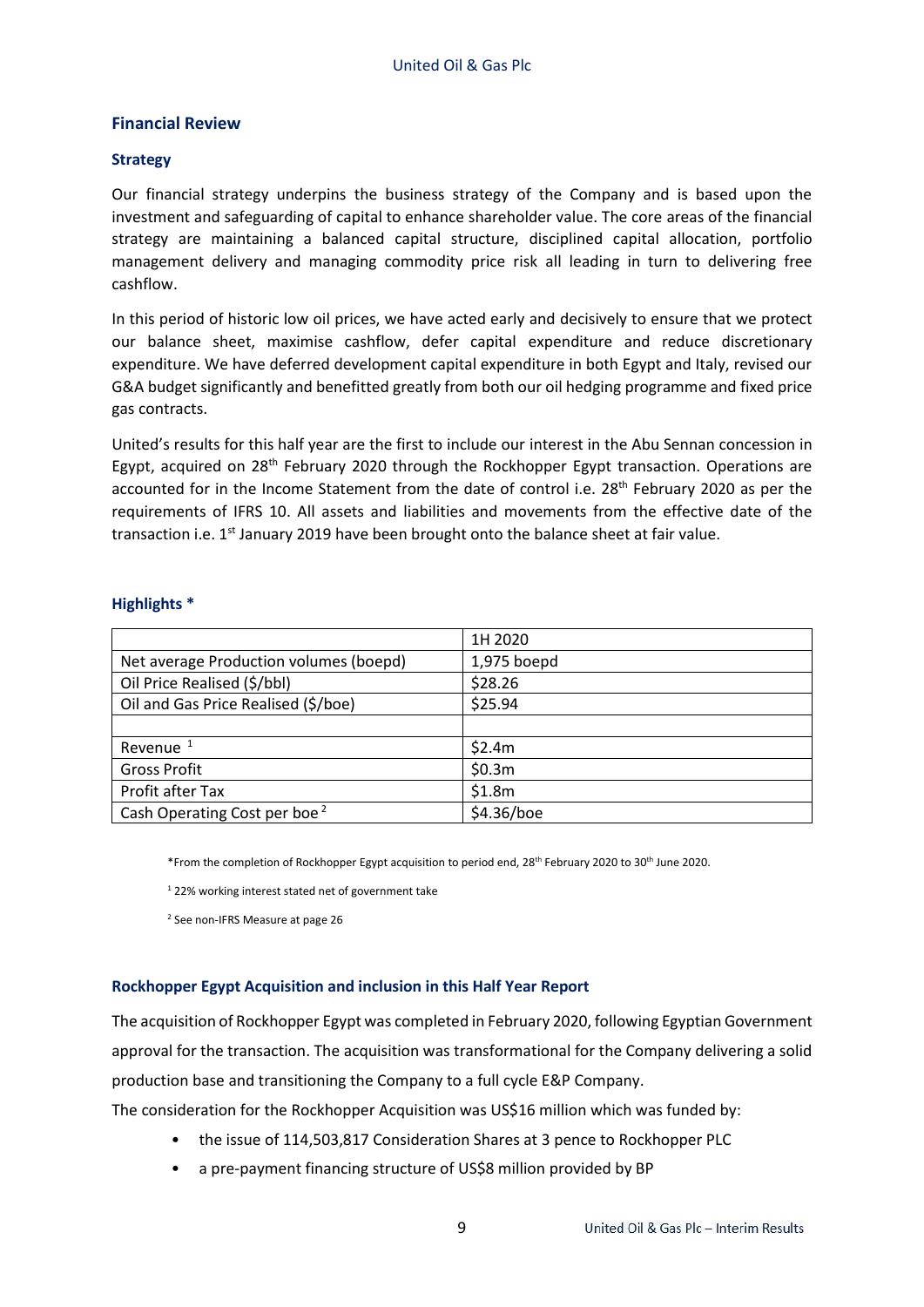## Financial Review

### Strategy

Our financial strategy underpins the business strategy of the Company and is based upon the investment and safeguarding of capital to enhance shareholder value. The core areas of the financial strategy are maintaining a balanced capital structure, disciplined capital allocation, portfolio management delivery and managing commodity price risk all leading in turn to delivering free cashflow.

In this period of historic low oil prices, we have acted early and decisively to ensure that we protect our balance sheet, maximise cashflow, defer capital expenditure and reduce discretionary expenditure. We have deferred development capital expenditure in both Egypt and Italy, revised our G&A budget significantly and benefitted greatly from both our oil hedging programme and fixed price gas contracts.

United's results for this half year are the first to include our interest in the Abu Sennan concession in Egypt, acquired on 28th February 2020 through the Rockhopper Egypt transaction. Operations are accounted for in the Income Statement from the date of control i.e. 28th February 2020 as per the requirements of IFRS 10. All assets and liabilities and movements from the effective date of the transaction i.e. 1st January 2019 have been brought onto the balance sheet at fair value.

### Highlights *

| | 1H 2020 |
|---|---|
| Net average Production volumes (boepd) | 1,975 boepd |
| Oil Price Realised ($/bbl) | $28.26 |
| Oil and Gas Price Realised ($/boe) | $25.94 |
| | |
| Revenue [1] | $2.4m |
| Gross Profit | $0.3m |
| Profit after Tax | $1.8m |
| Cash Operating Cost per boe [2] | $4.36/boe |

*From the completion of Rockhopper Egypt acquisition to period end, 28th February 2020 to 30th June 2020.

[1] 22% working interest stated net of government take

[2] See non-IFRS Measure at page 26

### Rockhopper Egypt Acquisition and inclusion in this Half Year Report

The acquisition of Rockhopper Egypt was completed in February 2020, following Egyptian Government approval for the transaction. The acquisition was transformational for the Company delivering a solid production base and transitioning the Company to a full cycle E&P Company.

The consideration for the Rockhopper Acquisition was US$16 million which was funded by:

- the issue of 114,503,817 Consideration Shares at 3 pence to Rockhopper PLC
- a pre-payment financing structure of US$8 million provided by BP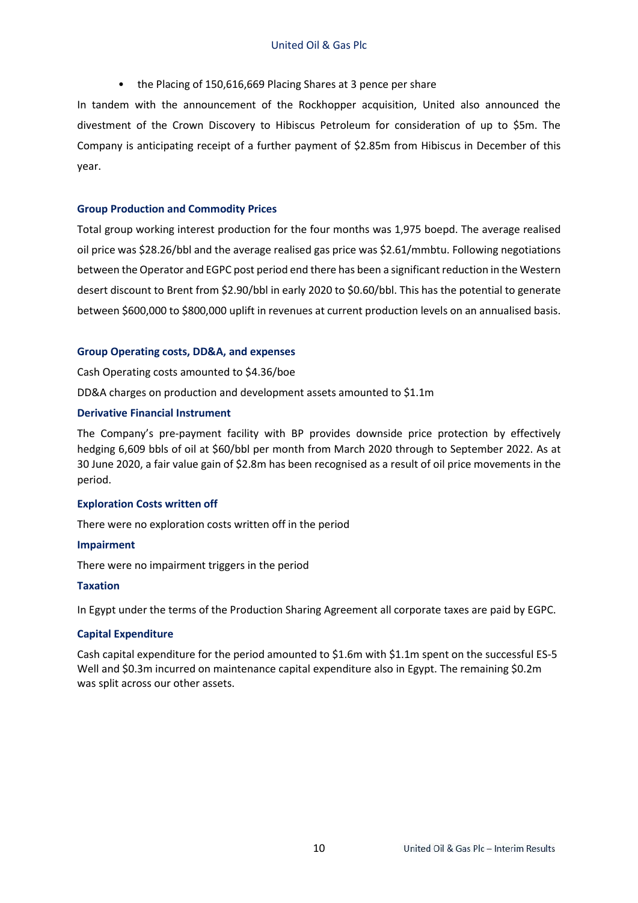- the Placing of 150,616,669 Placing Shares at 3 pence per share

In tandem with the announcement of the Rockhopper acquisition, United also announced the divestment of the Crown Discovery to Hibiscus Petroleum for consideration of up to $5m. The Company is anticipating receipt of a further payment of $2.85m from Hibiscus in December of this year.

### Group Production and Commodity Prices

Total group working interest production for the four months was 1,975 boepd. The average realised oil price was $28.26/bbl and the average realised gas price was $2.61/mmbtu. Following negotiations between the Operator and EGPC post period end there has been a significant reduction in the Western desert discount to Brent from $2.90/bbl in early 2020 to $0.60/bbl. This has the potential to generate between $600,000 to $800,000 uplift in revenues at current production levels on an annualised basis.

### Group Operating costs, DD&A, and expenses

Cash Operating costs amounted to $4.36/boe

DD&A charges on production and development assets amounted to $1.1m

### Derivative Financial Instrument

The Company's pre-payment facility with BP provides downside price protection by effectively hedging 6,609 bbls of oil at $60/bbl per month from March 2020 through to September 2022. As at 30 June 2020, a fair value gain of $2.8m has been recognised as a result of oil price movements in the period.

### Exploration Costs written off

There were no exploration costs written off in the period

### Impairment

There were no impairment triggers in the period

### Taxation

In Egypt under the terms of the Production Sharing Agreement all corporate taxes are paid by EGPC.

### Capital Expenditure

Cash capital expenditure for the period amounted to $1.6m with $1.1m spent on the successful ES-5 Well and $0.3m incurred on maintenance capital expenditure also in Egypt. The remaining $0.2m was split across our other assets.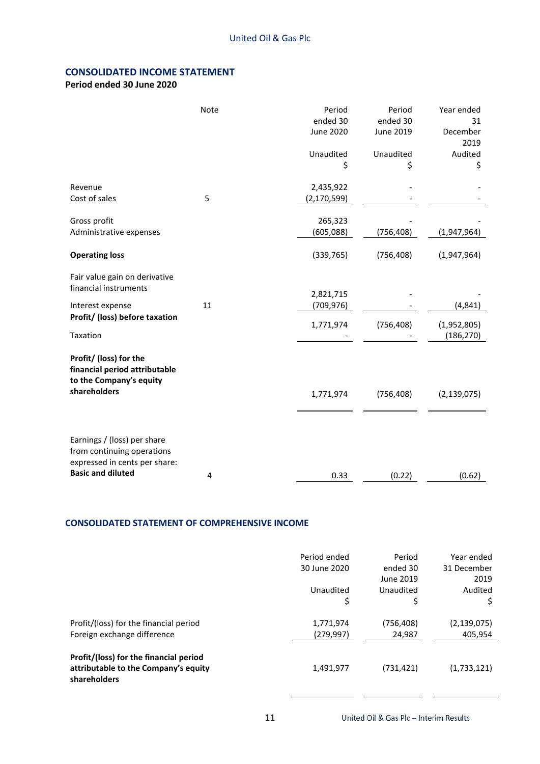## CONSOLIDATED INCOME STATEMENT

**Period ended 30 June 2020**

| | Note | Period ended 30 June 2020 Unaudited $ | Period ended 30 June 2019 Unaudited $ | Year ended 31 December 2019 Audited $ |
|---|---|---|---|---|
| Revenue | | 2,435,922 | - | - |
| Cost of sales | 5 | (2,170,599) | - | - |
| Gross profit | | 265,323 | - | - |
| Administrative expenses | | (605,088) | (756,408) | (1,947,964) |
| **Operating loss** | | (339,765) | (756,408) | (1,947,964) |
| Fair value gain on derivative financial instruments | | 2,821,715 | - | - |
| Interest expense | 11 | (709,976) | - | (4,841) |
| **Profit/ (loss) before taxation** | | 1,771,974 | (756,408) | (1,952,805) |
| Taxation | | - | - | (186,270) |
| **Profit/ (loss) for the financial period attributable to the Company's equity shareholders** | | 1,771,974 | (756,408) | (2,139,075) |
| Earnings / (loss) per share from continuing operations expressed in cents per share: **Basic and diluted** | 4 | 0.33 | (0.22) | (0.62) |

## CONSOLIDATED STATEMENT OF COMPREHENSIVE INCOME

| | Period ended 30 June 2020 Unaudited $ | Period ended 30 June 2019 Unaudited $ | Year ended 31 December 2019 Audited $ |
|---|---|---|---|
| Profit/(loss) for the financial period | 1,771,974 | (756,408) | (2,139,075) |
| Foreign exchange difference | (279,997) | 24,987 | 405,954 |
| **Profit/(loss) for the financial period attributable to the Company's equity shareholders** | 1,491,977 | (731,421) | (1,733,121) |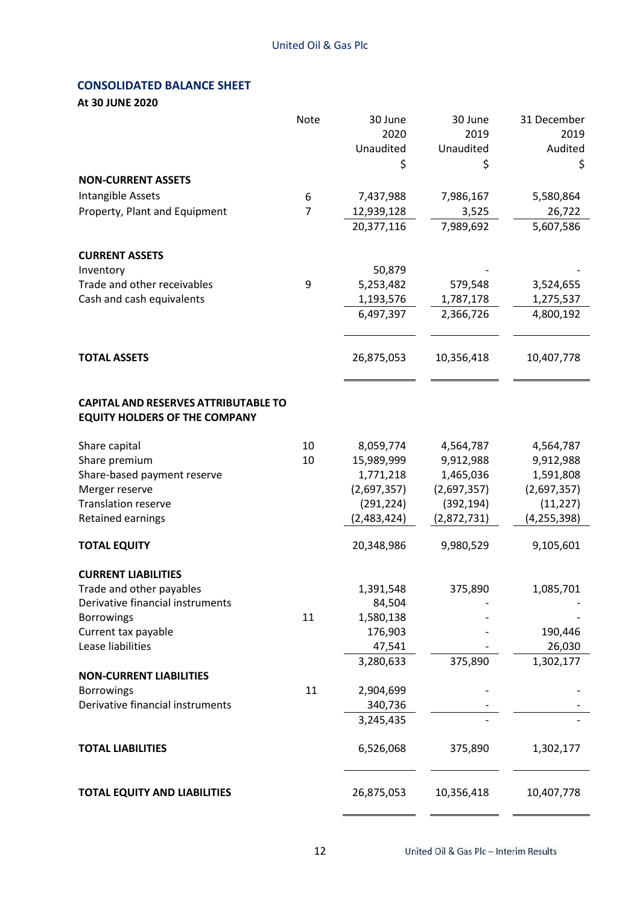## CONSOLIDATED BALANCE SHEET

**At 30 JUNE 2020**

| | Note | 30 June 2020 Unaudited $ | 30 June 2019 Unaudited $ | 31 December 2019 Audited $ |
|---|---|---|---|---|
| **NON-CURRENT ASSETS** | | | | |
| Intangible Assets | 6 | 7,437,988 | 7,986,167 | 5,580,864 |
| Property, Plant and Equipment | 7 | 12,939,128 | 3,525 | 26,722 |
| | | 20,377,116 | 7,989,692 | 5,607,586 |
| **CURRENT ASSETS** | | | | |
| Inventory | | 50,879 | - | - |
| Trade and other receivables | 9 | 5,253,482 | 579,548 | 3,524,655 |
| Cash and cash equivalents | | 1,193,576 | 1,787,178 | 1,275,537 |
| | | 6,497,397 | 2,366,726 | 4,800,192 |
| **TOTAL ASSETS** | | 26,875,053 | 10,356,418 | 10,407,778 |
| **CAPITAL AND RESERVES ATTRIBUTABLE TO EQUITY HOLDERS OF THE COMPANY** | | | | |
| Share capital | 10 | 8,059,774 | 4,564,787 | 4,564,787 |
| Share premium | 10 | 15,989,999 | 9,912,988 | 9,912,988 |
| Share-based payment reserve | | 1,771,218 | 1,465,036 | 1,591,808 |
| Merger reserve | | (2,697,357) | (2,697,357) | (2,697,357) |
| Translation reserve | | (291,224) | (392,194) | (11,227) |
| Retained earnings | | (2,483,424) | (2,872,731) | (4,255,398) |
| **TOTAL EQUITY** | | 20,348,986 | 9,980,529 | 9,105,601 |
| **CURRENT LIABILITIES** | | | | |
| Trade and other payables | | 1,391,548 | 375,890 | 1,085,701 |
| Derivative financial instruments | | 84,504 | - | - |
| Borrowings | 11 | 1,580,138 | - | - |
| Current tax payable | | 176,903 | - | 190,446 |
| Lease liabilities | | 47,541 | - | 26,030 |
| | | 3,280,633 | 375,890 | 1,302,177 |
| **NON-CURRENT LIABILITIES** | | | | |
| Borrowings | 11 | 2,904,699 | - | - |
| Derivative financial instruments | | 340,736 | - | - |
| | | 3,245,435 | - | - |
| **TOTAL LIABILITIES** | | 6,526,068 | 375,890 | 1,302,177 |
| **TOTAL EQUITY AND LIABILITIES** | | 26,875,053 | 10,356,418 | 10,407,778 |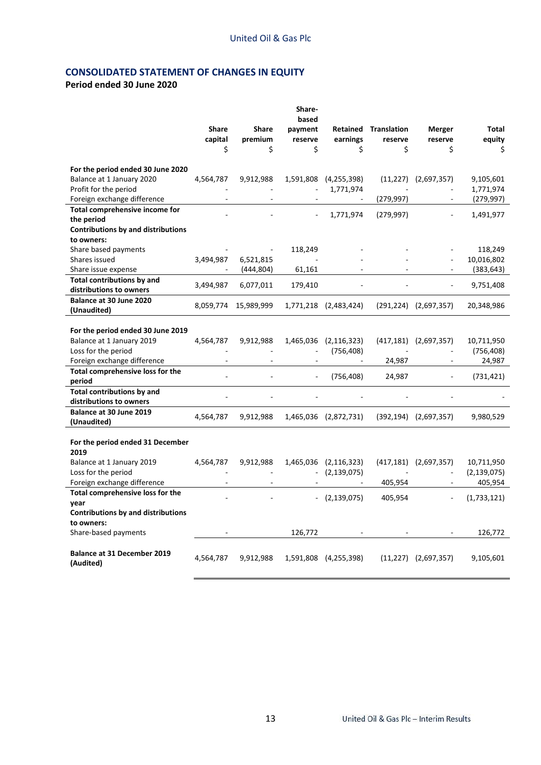## CONSOLIDATED STATEMENT OF CHANGES IN EQUITY

**Period ended 30 June 2020**

| | Share capital $ | Share premium $ | Share-based payment reserve $ | Retained earnings $ | Translation reserve $ | Merger reserve $ | Total equity $ |
|---|---|---|---|---|---|---|---|
| **For the period ended 30 June 2020** | | | | | | | |
| Balance at 1 January 2020 | 4,564,787 | 9,912,988 | 1,591,808 | (4,255,398) | (11,227) | (2,697,357) | 9,105,601 |
| Profit for the period | - | - | - | 1,771,974 | - | - | 1,771,974 |
| Foreign exchange difference | - | - | - | - | (279,997) | - | (279,997) |
| **Total comprehensive income for the period** | - | - | - | 1,771,974 | (279,997) | - | 1,491,977 |
| **Contributions by and distributions to owners:** | | | | | | | |
| Share based payments | - | - | 118,249 | - | - | - | 118,249 |
| Shares issued | 3,494,987 | 6,521,815 | - | - | - | - | 10,016,802 |
| Share issue expense | - | (444,804) | 61,161 | - | - | - | (383,643) |
| **Total contributions by and distributions to owners** | 3,494,987 | 6,077,011 | 179,410 | - | - | - | 9,751,408 |
| **Balance at 30 June 2020 (Unaudited)** | 8,059,774 | 15,989,999 | 1,771,218 | (2,483,424) | (291,224) | (2,697,357) | 20,348,986 |
| | | | | | | | |
| **For the period ended 30 June 2019** | | | | | | | |
| Balance at 1 January 2019 | 4,564,787 | 9,912,988 | 1,465,036 | (2,116,323) | (417,181) | (2,697,357) | 10,711,950 |
| Loss for the period | - | - | - | (756,408) | - | - | (756,408) |
| Foreign exchange difference | - | - | - | - | 24,987 | - | 24,987 |
| **Total comprehensive loss for the period** | - | - | - | (756,408) | 24,987 | - | (731,421) |
| **Total contributions by and distributions to owners** | - | - | - | - | - | - | - |
| **Balance at 30 June 2019 (Unaudited)** | 4,564,787 | 9,912,988 | 1,465,036 | (2,872,731) | (392,194) | (2,697,357) | 9,980,529 |
| | | | | | | | |
| **For the period ended 31 December 2019** | | | | | | | |
| Balance at 1 January 2019 | 4,564,787 | 9,912,988 | 1,465,036 | (2,116,323) | (417,181) | (2,697,357) | 10,711,950 |
| Loss for the period | - | - | - | (2,139,075) | - | - | (2,139,075) |
| Foreign exchange difference | - | - | - | - | 405,954 | - | 405,954 |
| **Total comprehensive loss for the year** | - | - | - | (2,139,075) | 405,954 | - | (1,733,121) |
| **Contributions by and distributions to owners:** | | | | | | | |
| Share-based payments | - | | 126,772 | - | - | - | 126,772 |
| **Balance at 31 December 2019 (Audited)** | 4,564,787 | 9,912,988 | 1,591,808 | (4,255,398) | (11,227) | (2,697,357) | 9,105,601 |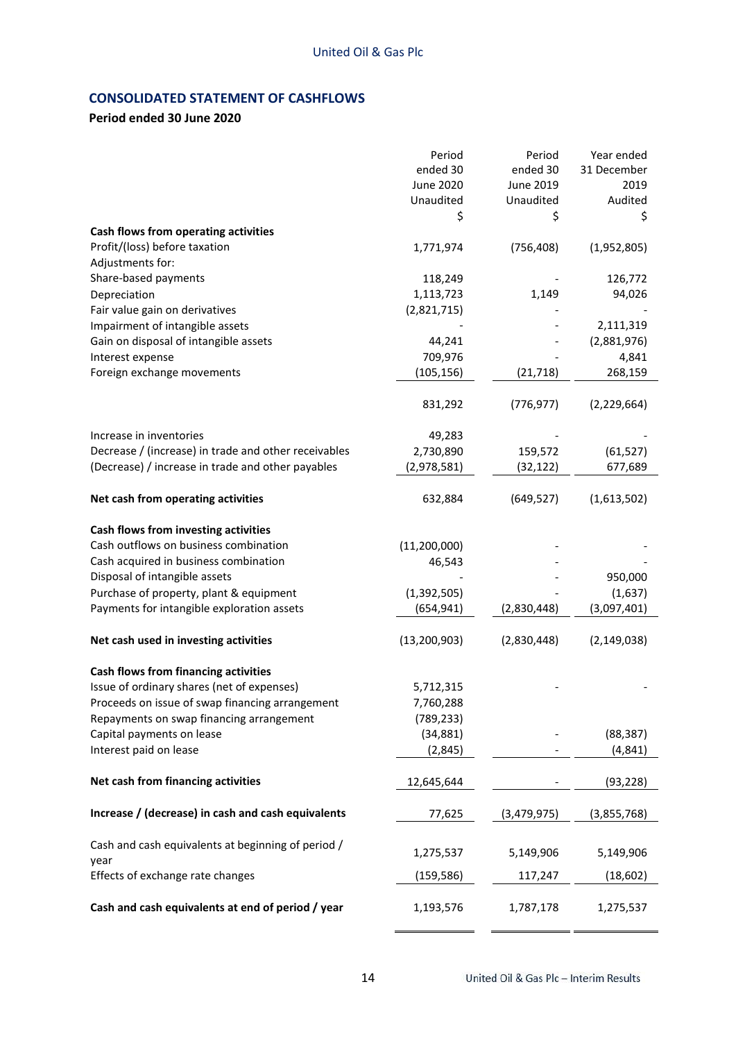## CONSOLIDATED STATEMENT OF CASHFLOWS

**Period ended 30 June 2020**

| | Period ended 30 June 2020 Unaudited $ | Period ended 30 June 2019 Unaudited $ | Year ended 31 December 2019 Audited $ |
|---|---|---|---|
| **Cash flows from operating activities** | | | |
| Profit/(loss) before taxation | 1,771,974 | (756,408) | (1,952,805) |
| Adjustments for: | | | |
| Share-based payments | 118,249 | - | 126,772 |
| Depreciation | 1,113,723 | 1,149 | 94,026 |
| Fair value gain on derivatives | (2,821,715) | - | - |
| Impairment of intangible assets | - | - | 2,111,319 |
| Gain on disposal of intangible assets | 44,241 | - | (2,881,976) |
| Interest expense | 709,976 | - | 4,841 |
| Foreign exchange movements | (105,156) | (21,718) | 268,159 |
| | 831,292 | (776,977) | (2,229,664) |
| Increase in inventories | 49,283 | - | - |
| Decrease / (increase) in trade and other receivables | 2,730,890 | 159,572 | (61,527) |
| (Decrease) / increase in trade and other payables | (2,978,581) | (32,122) | 677,689 |
| **Net cash from operating activities** | 632,884 | (649,527) | (1,613,502) |
| **Cash flows from investing activities** | | | |
| Cash outflows on business combination | (11,200,000) | - | - |
| Cash acquired in business combination | 46,543 | - | - |
| Disposal of intangible assets | - | - | 950,000 |
| Purchase of property, plant & equipment | (1,392,505) | - | (1,637) |
| Payments for intangible exploration assets | (654,941) | (2,830,448) | (3,097,401) |
| **Net cash used in investing activities** | (13,200,903) | (2,830,448) | (2,149,038) |
| **Cash flows from financing activities** | | | |
| Issue of ordinary shares (net of expenses) | 5,712,315 | - | - |
| Proceeds on issue of swap financing arrangement | 7,760,288 | | |
| Repayments on swap financing arrangement | (789,233) | | |
| Capital payments on lease | (34,881) | - | (88,387) |
| Interest paid on lease | (2,845) | - | (4,841) |
| **Net cash from financing activities** | 12,645,644 | - | (93,228) |
| **Increase / (decrease) in cash and cash equivalents** | 77,625 | (3,479,975) | (3,855,768) |
| Cash and cash equivalents at beginning of period / year | 1,275,537 | 5,149,906 | 5,149,906 |
| Effects of exchange rate changes | (159,586) | 117,247 | (18,602) |
| **Cash and cash equivalents at end of period / year** | 1,193,576 | 1,787,178 | 1,275,537 |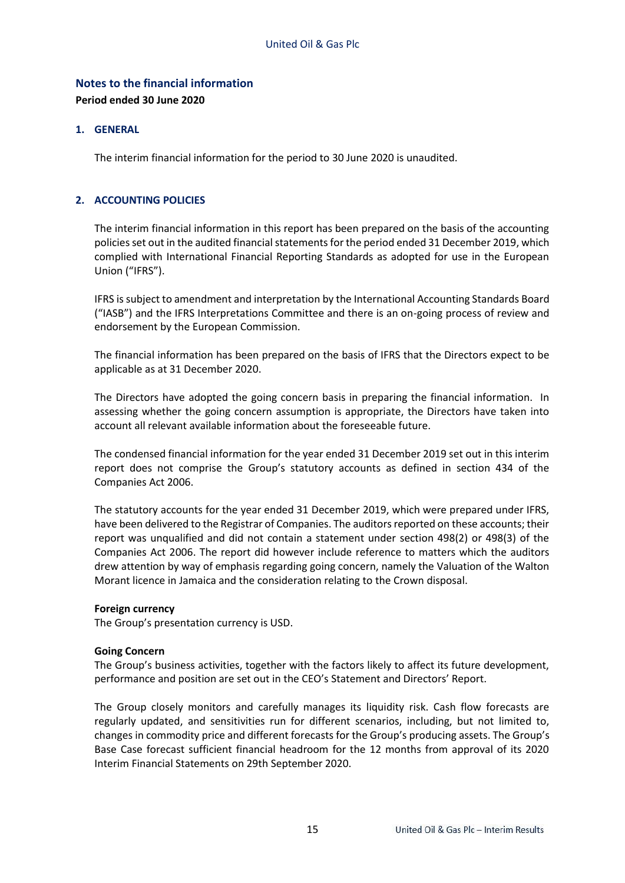## Notes to the financial information

**Period ended 30 June 2020**

### 1. GENERAL

The interim financial information for the period to 30 June 2020 is unaudited.

### 2. ACCOUNTING POLICIES

The interim financial information in this report has been prepared on the basis of the accounting policies set out in the audited financial statements for the period ended 31 December 2019, which complied with International Financial Reporting Standards as adopted for use in the European Union ("IFRS").

IFRS is subject to amendment and interpretation by the International Accounting Standards Board ("IASB") and the IFRS Interpretations Committee and there is an on-going process of review and endorsement by the European Commission.

The financial information has been prepared on the basis of IFRS that the Directors expect to be applicable as at 31 December 2020.

The Directors have adopted the going concern basis in preparing the financial information. In assessing whether the going concern assumption is appropriate, the Directors have taken into account all relevant available information about the foreseeable future.

The condensed financial information for the year ended 31 December 2019 set out in this interim report does not comprise the Group's statutory accounts as defined in section 434 of the Companies Act 2006.

The statutory accounts for the year ended 31 December 2019, which were prepared under IFRS, have been delivered to the Registrar of Companies. The auditors reported on these accounts; their report was unqualified and did not contain a statement under section 498(2) or 498(3) of the Companies Act 2006. The report did however include reference to matters which the auditors drew attention by way of emphasis regarding going concern, namely the Valuation of the Walton Morant licence in Jamaica and the consideration relating to the Crown disposal.

**Foreign currency**

The Group's presentation currency is USD.

**Going Concern**

The Group's business activities, together with the factors likely to affect its future development, performance and position are set out in the CEO's Statement and Directors' Report.

The Group closely monitors and carefully manages its liquidity risk. Cash flow forecasts are regularly updated, and sensitivities run for different scenarios, including, but not limited to, changes in commodity price and different forecasts for the Group's producing assets. The Group's Base Case forecast sufficient financial headroom for the 12 months from approval of its 2020 Interim Financial Statements on 29th September 2020.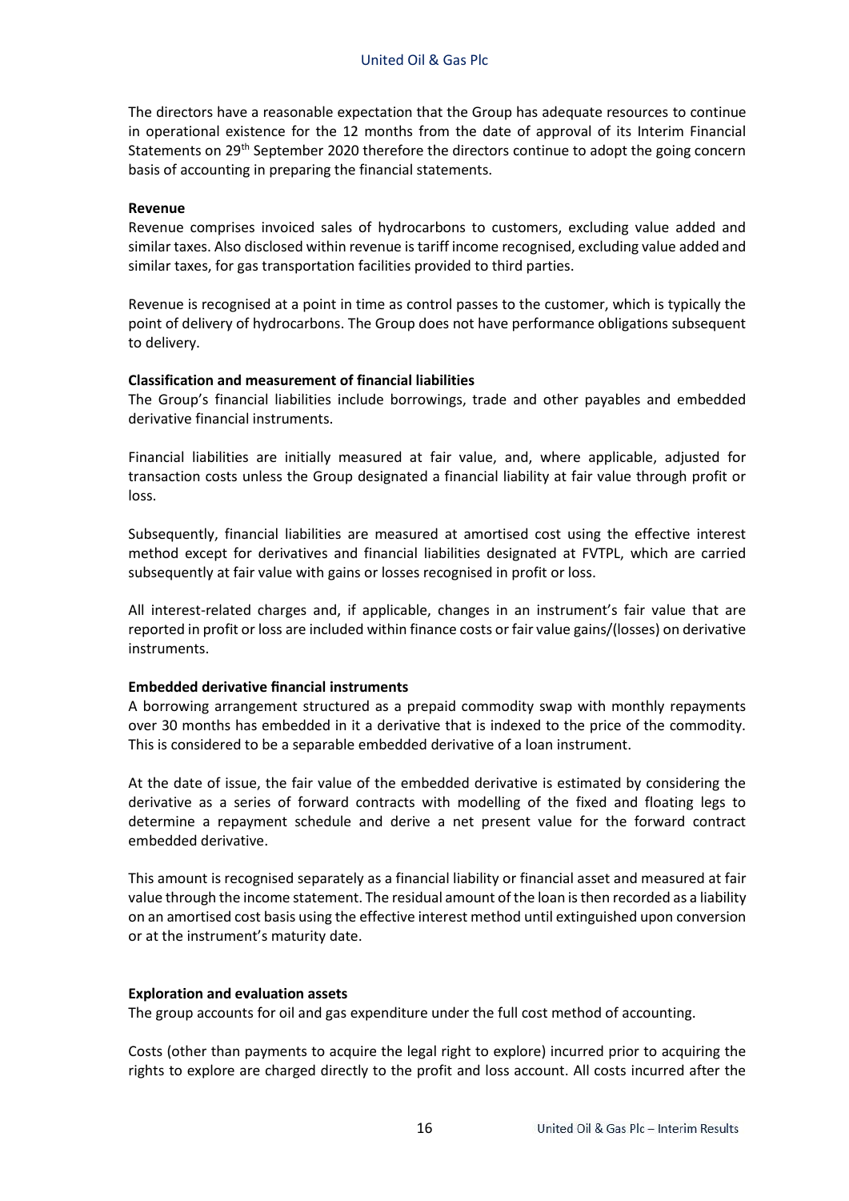The directors have a reasonable expectation that the Group has adequate resources to continue in operational existence for the 12 months from the date of approval of its Interim Financial Statements on 29th September 2020 therefore the directors continue to adopt the going concern basis of accounting in preparing the financial statements.

**Revenue**

Revenue comprises invoiced sales of hydrocarbons to customers, excluding value added and similar taxes. Also disclosed within revenue is tariff income recognised, excluding value added and similar taxes, for gas transportation facilities provided to third parties.

Revenue is recognised at a point in time as control passes to the customer, which is typically the point of delivery of hydrocarbons. The Group does not have performance obligations subsequent to delivery.

**Classification and measurement of financial liabilities**

The Group's financial liabilities include borrowings, trade and other payables and embedded derivative financial instruments.

Financial liabilities are initially measured at fair value, and, where applicable, adjusted for transaction costs unless the Group designated a financial liability at fair value through profit or loss.

Subsequently, financial liabilities are measured at amortised cost using the effective interest method except for derivatives and financial liabilities designated at FVTPL, which are carried subsequently at fair value with gains or losses recognised in profit or loss.

All interest-related charges and, if applicable, changes in an instrument's fair value that are reported in profit or loss are included within finance costs or fair value gains/(losses) on derivative instruments.

**Embedded derivative financial instruments**

A borrowing arrangement structured as a prepaid commodity swap with monthly repayments over 30 months has embedded in it a derivative that is indexed to the price of the commodity. This is considered to be a separable embedded derivative of a loan instrument.

At the date of issue, the fair value of the embedded derivative is estimated by considering the derivative as a series of forward contracts with modelling of the fixed and floating legs to determine a repayment schedule and derive a net present value for the forward contract embedded derivative.

This amount is recognised separately as a financial liability or financial asset and measured at fair value through the income statement. The residual amount of the loan is then recorded as a liability on an amortised cost basis using the effective interest method until extinguished upon conversion or at the instrument's maturity date.

**Exploration and evaluation assets**

The group accounts for oil and gas expenditure under the full cost method of accounting.

Costs (other than payments to acquire the legal right to explore) incurred prior to acquiring the rights to explore are charged directly to the profit and loss account. All costs incurred after the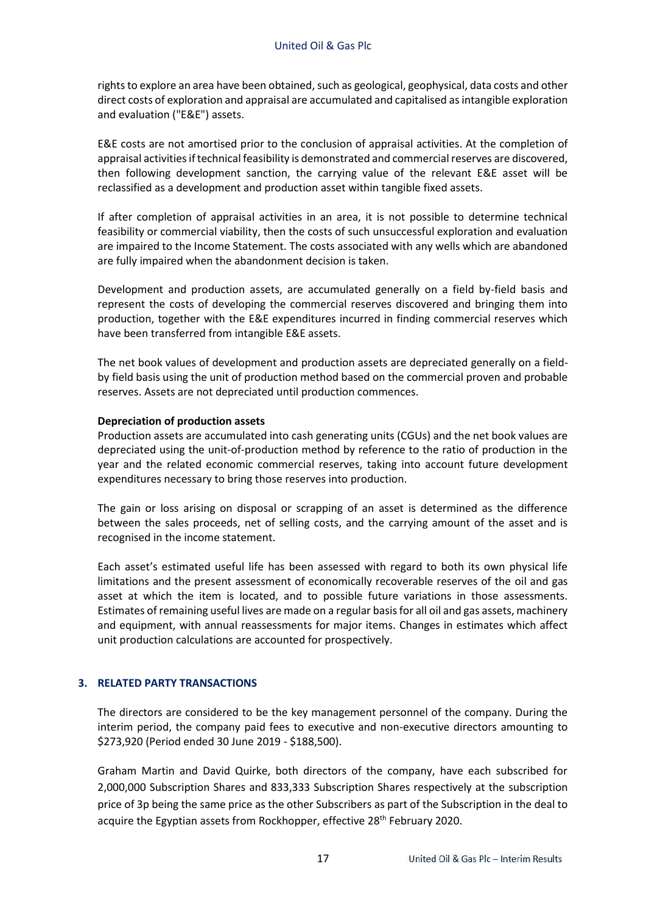rights to explore an area have been obtained, such as geological, geophysical, data costs and other direct costs of exploration and appraisal are accumulated and capitalised as intangible exploration and evaluation ("E&E") assets.

E&E costs are not amortised prior to the conclusion of appraisal activities. At the completion of appraisal activities if technical feasibility is demonstrated and commercial reserves are discovered, then following development sanction, the carrying value of the relevant E&E asset will be reclassified as a development and production asset within tangible fixed assets.

If after completion of appraisal activities in an area, it is not possible to determine technical feasibility or commercial viability, then the costs of such unsuccessful exploration and evaluation are impaired to the Income Statement. The costs associated with any wells which are abandoned are fully impaired when the abandonment decision is taken.

Development and production assets, are accumulated generally on a field by-field basis and represent the costs of developing the commercial reserves discovered and bringing them into production, together with the E&E expenditures incurred in finding commercial reserves which have been transferred from intangible E&E assets.

The net book values of development and production assets are depreciated generally on a field-by field basis using the unit of production method based on the commercial proven and probable reserves. Assets are not depreciated until production commences.

**Depreciation of production assets**
Production assets are accumulated into cash generating units (CGUs) and the net book values are depreciated using the unit-of-production method by reference to the ratio of production in the year and the related economic commercial reserves, taking into account future development expenditures necessary to bring those reserves into production.

The gain or loss arising on disposal or scrapping of an asset is determined as the difference between the sales proceeds, net of selling costs, and the carrying amount of the asset and is recognised in the income statement.

Each asset's estimated useful life has been assessed with regard to both its own physical life limitations and the present assessment of economically recoverable reserves of the oil and gas asset at which the item is located, and to possible future variations in those assessments. Estimates of remaining useful lives are made on a regular basis for all oil and gas assets, machinery and equipment, with annual reassessments for major items. Changes in estimates which affect unit production calculations are accounted for prospectively.

## 3. RELATED PARTY TRANSACTIONS

The directors are considered to be the key management personnel of the company. During the interim period, the company paid fees to executive and non-executive directors amounting to $273,920 (Period ended 30 June 2019 - $188,500).

Graham Martin and David Quirke, both directors of the company, have each subscribed for 2,000,000 Subscription Shares and 833,333 Subscription Shares respectively at the subscription price of 3p being the same price as the other Subscribers as part of the Subscription in the deal to acquire the Egyptian assets from Rockhopper, effective 28th February 2020.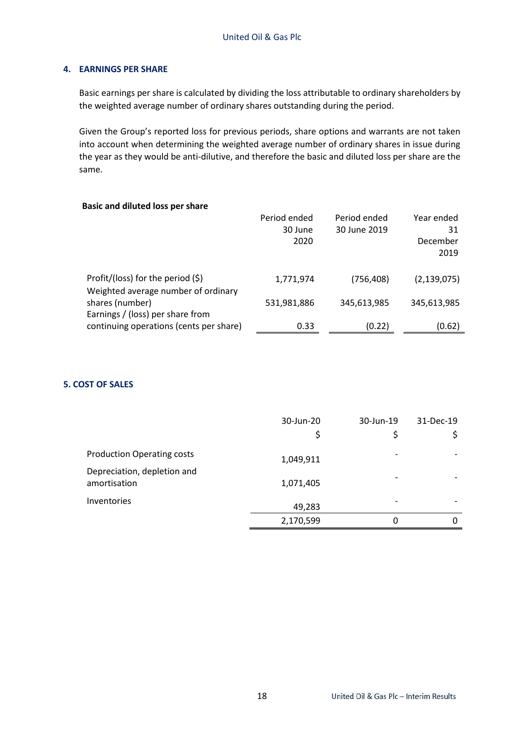## 4. EARNINGS PER SHARE

Basic earnings per share is calculated by dividing the loss attributable to ordinary shareholders by the weighted average number of ordinary shares outstanding during the period.

Given the Group's reported loss for previous periods, share options and warrants are not taken into account when determining the weighted average number of ordinary shares in issue during the year as they would be anti-dilutive, and therefore the basic and diluted loss per share are the same.

**Basic and diluted loss per share**

| | Period ended 30 June 2020 | Period ended 30 June 2019 | Year ended 31 December 2019 |
|---|---|---|---|
| Profit/(loss) for the period ($) | 1,771,974 | (756,408) | (2,139,075) |
| Weighted average number of ordinary shares (number) | 531,981,886 | 345,613,985 | 345,613,985 |
| Earnings / (loss) per share from continuing operations (cents per share) | 0.33 | (0.22) | (0.62) |

## 5. COST OF SALES

| | 30-Jun-20 $ | 30-Jun-19 $ | 31-Dec-19 $ |
|---|---|---|---|
| Production Operating costs | 1,049,911 | - | - |
| Depreciation, depletion and amortisation | 1,071,405 | - | - |
| Inventories | 49,283 | - | - |
| | 2,170,599 | 0 | 0 |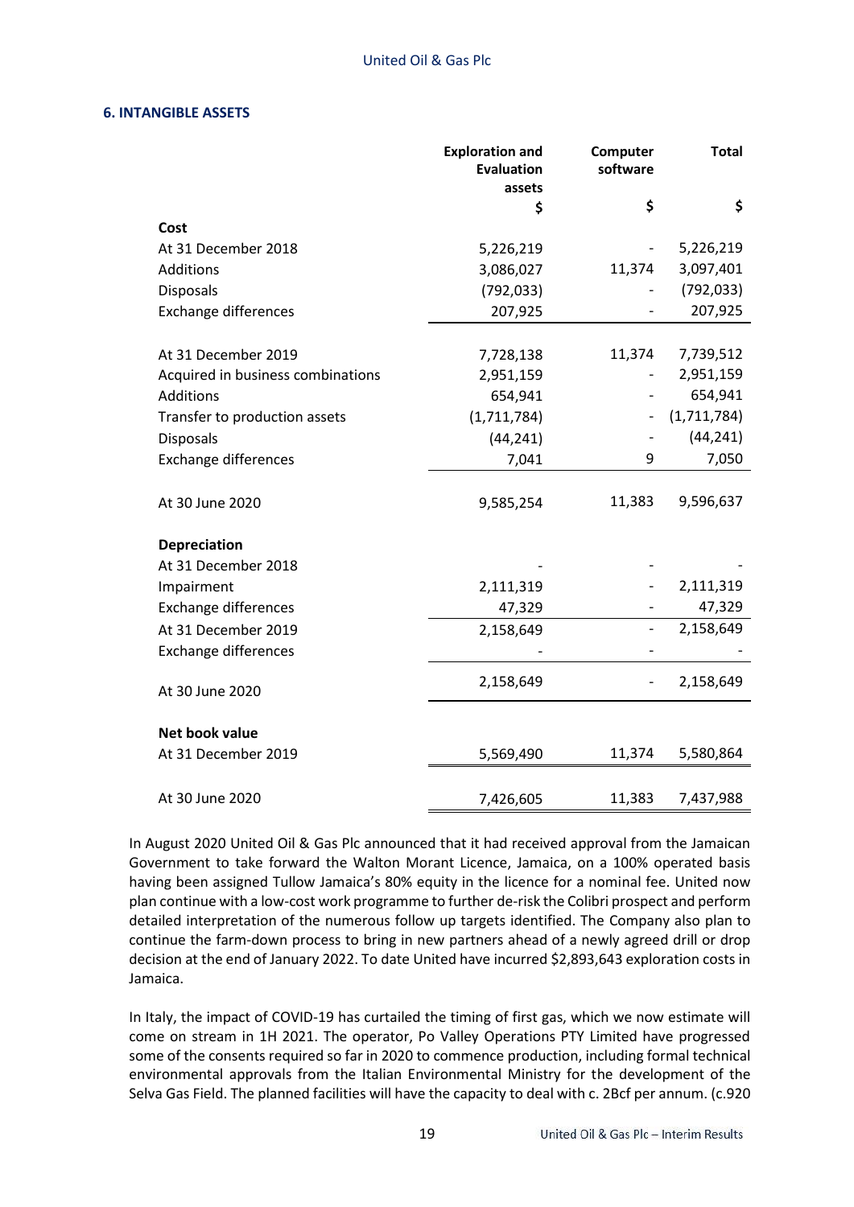### 6. INTANGIBLE ASSETS

| | Exploration and Evaluation assets | Computer software | Total |
|---|---|---|---|
| | $ | $ | $ |
| **Cost** | | | |
| At 31 December 2018 | 5,226,219 | - | 5,226,219 |
| Additions | 3,086,027 | 11,374 | 3,097,401 |
| Disposals | (792,033) | - | (792,033) |
| Exchange differences | 207,925 | - | 207,925 |
| At 31 December 2019 | 7,728,138 | 11,374 | 7,739,512 |
| Acquired in business combinations | 2,951,159 | - | 2,951,159 |
| Additions | 654,941 | - | 654,941 |
| Transfer to production assets | (1,711,784) | - | (1,711,784) |
| Disposals | (44,241) | - | (44,241) |
| Exchange differences | 7,041 | 9 | 7,050 |
| At 30 June 2020 | 9,585,254 | 11,383 | 9,596,637 |
| **Depreciation** | | | |
| At 31 December 2018 | - | - | - |
| Impairment | 2,111,319 | - | 2,111,319 |
| Exchange differences | 47,329 | - | 47,329 |
| At 31 December 2019 | 2,158,649 | - | 2,158,649 |
| Exchange differences | - | - | - |
| At 30 June 2020 | 2,158,649 | - | 2,158,649 |
| **Net book value** | | | |
| At 31 December 2019 | 5,569,490 | 11,374 | 5,580,864 |
| At 30 June 2020 | 7,426,605 | 11,383 | 7,437,988 |

In August 2020 United Oil & Gas Plc announced that it had received approval from the Jamaican Government to take forward the Walton Morant Licence, Jamaica, on a 100% operated basis having been assigned Tullow Jamaica's 80% equity in the licence for a nominal fee. United now plan continue with a low-cost work programme to further de-risk the Colibri prospect and perform detailed interpretation of the numerous follow up targets identified. The Company also plan to continue the farm-down process to bring in new partners ahead of a newly agreed drill or drop decision at the end of January 2022. To date United have incurred $2,893,643 exploration costs in Jamaica.

In Italy, the impact of COVID-19 has curtailed the timing of first gas, which we now estimate will come on stream in 1H 2021. The operator, Po Valley Operations PTY Limited have progressed some of the consents required so far in 2020 to commence production, including formal technical environmental approvals from the Italian Environmental Ministry for the development of the Selva Gas Field. The planned facilities will have the capacity to deal with c. 2Bcf per annum. (c.920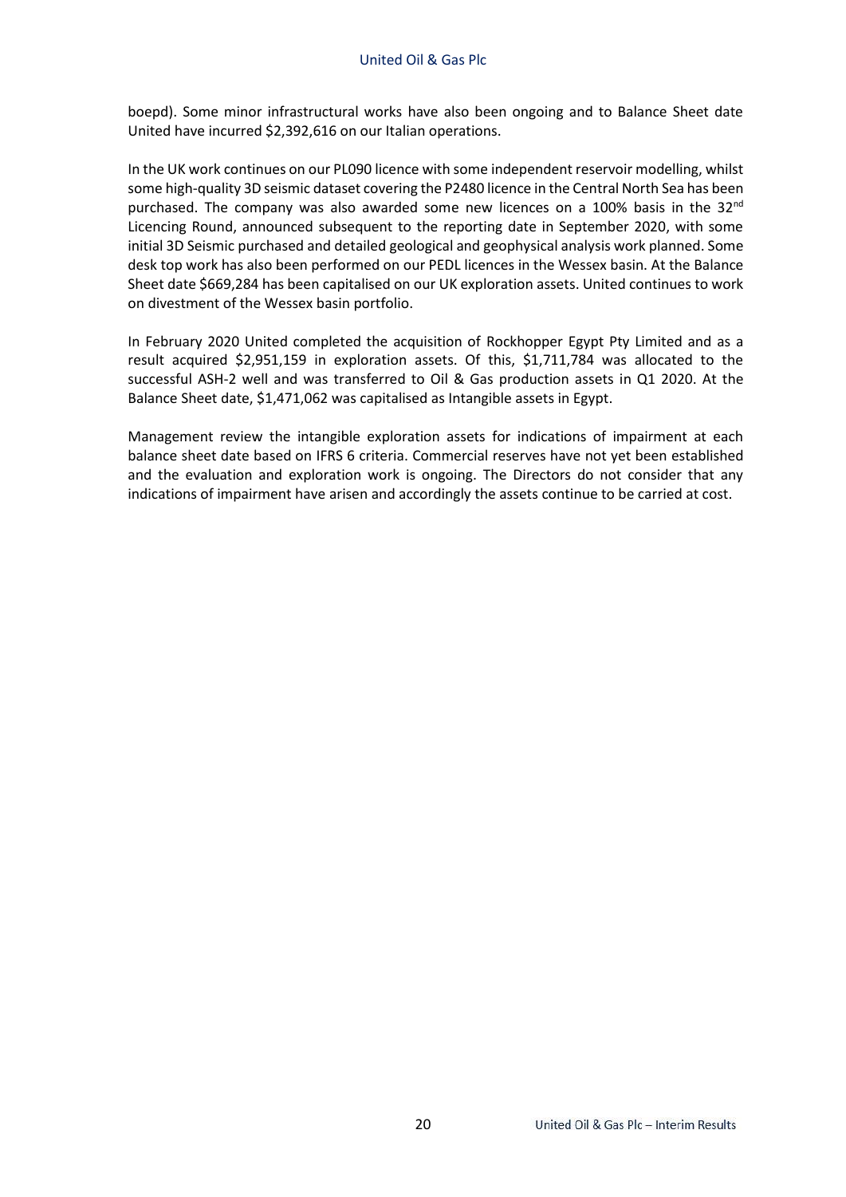boepd). Some minor infrastructural works have also been ongoing and to Balance Sheet date United have incurred $2,392,616 on our Italian operations.

In the UK work continues on our PL090 licence with some independent reservoir modelling, whilst some high-quality 3D seismic dataset covering the P2480 licence in the Central North Sea has been purchased. The company was also awarded some new licences on a 100% basis in the 32nd Licencing Round, announced subsequent to the reporting date in September 2020, with some initial 3D Seismic purchased and detailed geological and geophysical analysis work planned. Some desk top work has also been performed on our PEDL licences in the Wessex basin. At the Balance Sheet date $669,284 has been capitalised on our UK exploration assets. United continues to work on divestment of the Wessex basin portfolio.

In February 2020 United completed the acquisition of Rockhopper Egypt Pty Limited and as a result acquired $2,951,159 in exploration assets. Of this, $1,711,784 was allocated to the successful ASH-2 well and was transferred to Oil & Gas production assets in Q1 2020. At the Balance Sheet date, $1,471,062 was capitalised as Intangible assets in Egypt.

Management review the intangible exploration assets for indications of impairment at each balance sheet date based on IFRS 6 criteria. Commercial reserves have not yet been established and the evaluation and exploration work is ongoing. The Directors do not consider that any indications of impairment have arisen and accordingly the assets continue to be carried at cost.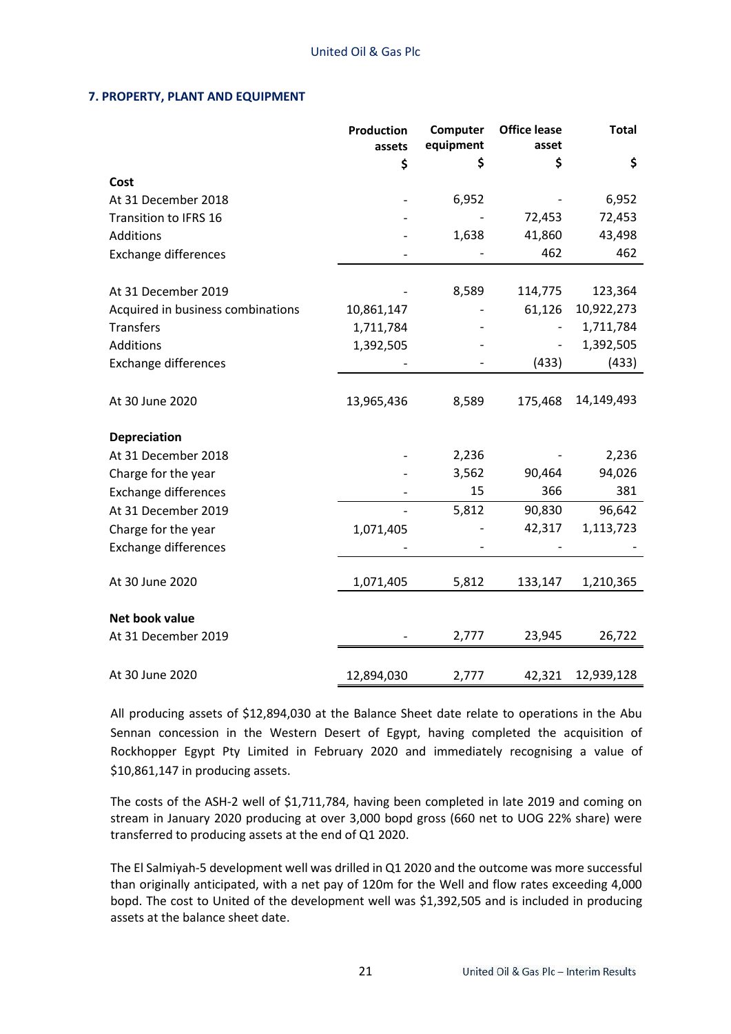## 7. PROPERTY, PLANT AND EQUIPMENT

| | Production assets | Computer equipment | Office lease asset | Total |
|---|---|---|---|---|
| | $ | $ | $ | $ |
| **Cost** | | | | |
| At 31 December 2018 | - | 6,952 | - | 6,952 |
| Transition to IFRS 16 | - | - | 72,453 | 72,453 |
| Additions | - | 1,638 | 41,860 | 43,498 |
| Exchange differences | - | - | 462 | 462 |
| At 31 December 2019 | - | 8,589 | 114,775 | 123,364 |
| Acquired in business combinations | 10,861,147 | - | 61,126 | 10,922,273 |
| Transfers | 1,711,784 | - | - | 1,711,784 |
| Additions | 1,392,505 | - | - | 1,392,505 |
| Exchange differences | - | - | (433) | (433) |
| At 30 June 2020 | 13,965,436 | 8,589 | 175,468 | 14,149,493 |
| **Depreciation** | | | | |
| At 31 December 2018 | - | 2,236 | - | 2,236 |
| Charge for the year | - | 3,562 | 90,464 | 94,026 |
| Exchange differences | - | 15 | 366 | 381 |
| At 31 December 2019 | - | 5,812 | 90,830 | 96,642 |
| Charge for the year | 1,071,405 | - | 42,317 | 1,113,723 |
| Exchange differences | - | - | - | - |
| At 30 June 2020 | 1,071,405 | 5,812 | 133,147 | 1,210,365 |
| **Net book value** | | | | |
| At 31 December 2019 | - | 2,777 | 23,945 | 26,722 |
| At 30 June 2020 | 12,894,030 | 2,777 | 42,321 | 12,939,128 |

All producing assets of $12,894,030 at the Balance Sheet date relate to operations in the Abu Sennan concession in the Western Desert of Egypt, having completed the acquisition of Rockhopper Egypt Pty Limited in February 2020 and immediately recognising a value of $10,861,147 in producing assets.

The costs of the ASH-2 well of $1,711,784, having been completed in late 2019 and coming on stream in January 2020 producing at over 3,000 bopd gross (660 net to UOG 22% share) were transferred to producing assets at the end of Q1 2020.

The El Salmiyah-5 development well was drilled in Q1 2020 and the outcome was more successful than originally anticipated, with a net pay of 120m for the Well and flow rates exceeding 4,000 bopd. The cost to United of the development well was $1,392,505 and is included in producing assets at the balance sheet date.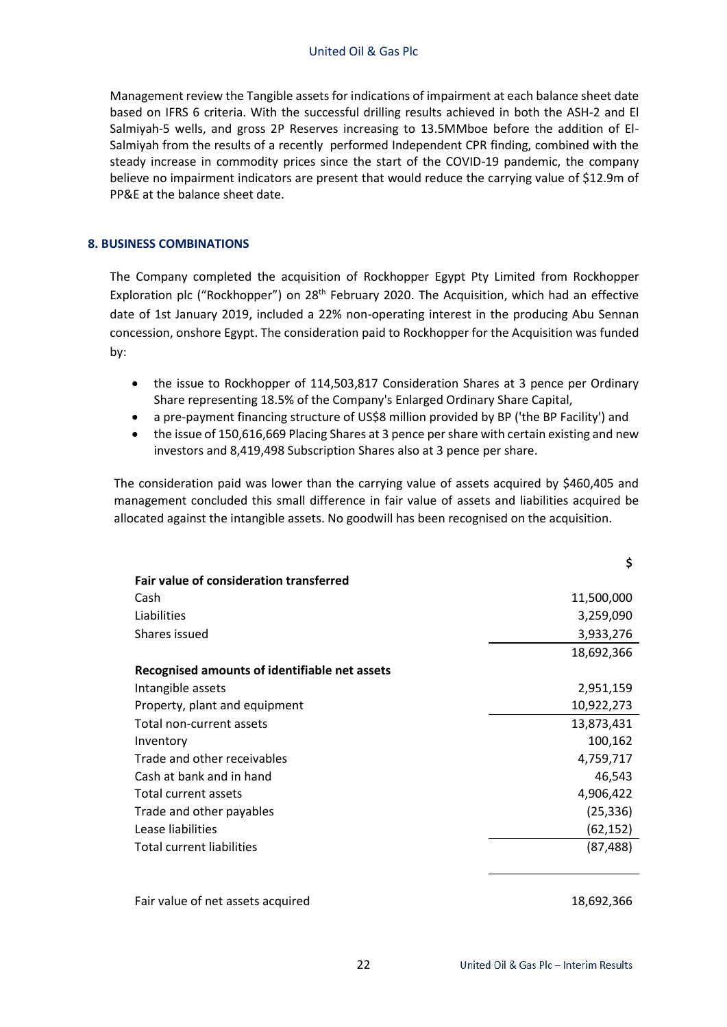Management review the Tangible assets for indications of impairment at each balance sheet date based on IFRS 6 criteria. With the successful drilling results achieved in both the ASH-2 and El Salmiyah-5 wells, and gross 2P Reserves increasing to 13.5MMboe before the addition of El-Salmiyah from the results of a recently performed Independent CPR finding, combined with the steady increase in commodity prices since the start of the COVID-19 pandemic, the company believe no impairment indicators are present that would reduce the carrying value of $12.9m of PP&E at the balance sheet date.

## 8. BUSINESS COMBINATIONS

The Company completed the acquisition of Rockhopper Egypt Pty Limited from Rockhopper Exploration plc ("Rockhopper") on 28th February 2020. The Acquisition, which had an effective date of 1st January 2019, included a 22% non-operating interest in the producing Abu Sennan concession, onshore Egypt. The consideration paid to Rockhopper for the Acquisition was funded by:

- the issue to Rockhopper of 114,503,817 Consideration Shares at 3 pence per Ordinary Share representing 18.5% of the Company's Enlarged Ordinary Share Capital,
- a pre-payment financing structure of US$8 million provided by BP ('the BP Facility') and
- the issue of 150,616,669 Placing Shares at 3 pence per share with certain existing and new investors and 8,419,498 Subscription Shares also at 3 pence per share.

The consideration paid was lower than the carrying value of assets acquired by $460,405 and management concluded this small difference in fair value of assets and liabilities acquired be allocated against the intangible assets. No goodwill has been recognised on the acquisition.

| | $ |
|---|---|
| **Fair value of consideration transferred** | |
| Cash | 11,500,000 |
| Liabilities | 3,259,090 |
| Shares issued | 3,933,276 |
| | 18,692,366 |
| **Recognised amounts of identifiable net assets** | |
| Intangible assets | 2,951,159 |
| Property, plant and equipment | 10,922,273 |
| Total non-current assets | 13,873,431 |
| Inventory | 100,162 |
| Trade and other receivables | 4,759,717 |
| Cash at bank and in hand | 46,543 |
| Total current assets | 4,906,422 |
| Trade and other payables | (25,336) |
| Lease liabilities | (62,152) |
| Total current liabilities | (87,488) |
| | |
| Fair value of net assets acquired | 18,692,366 |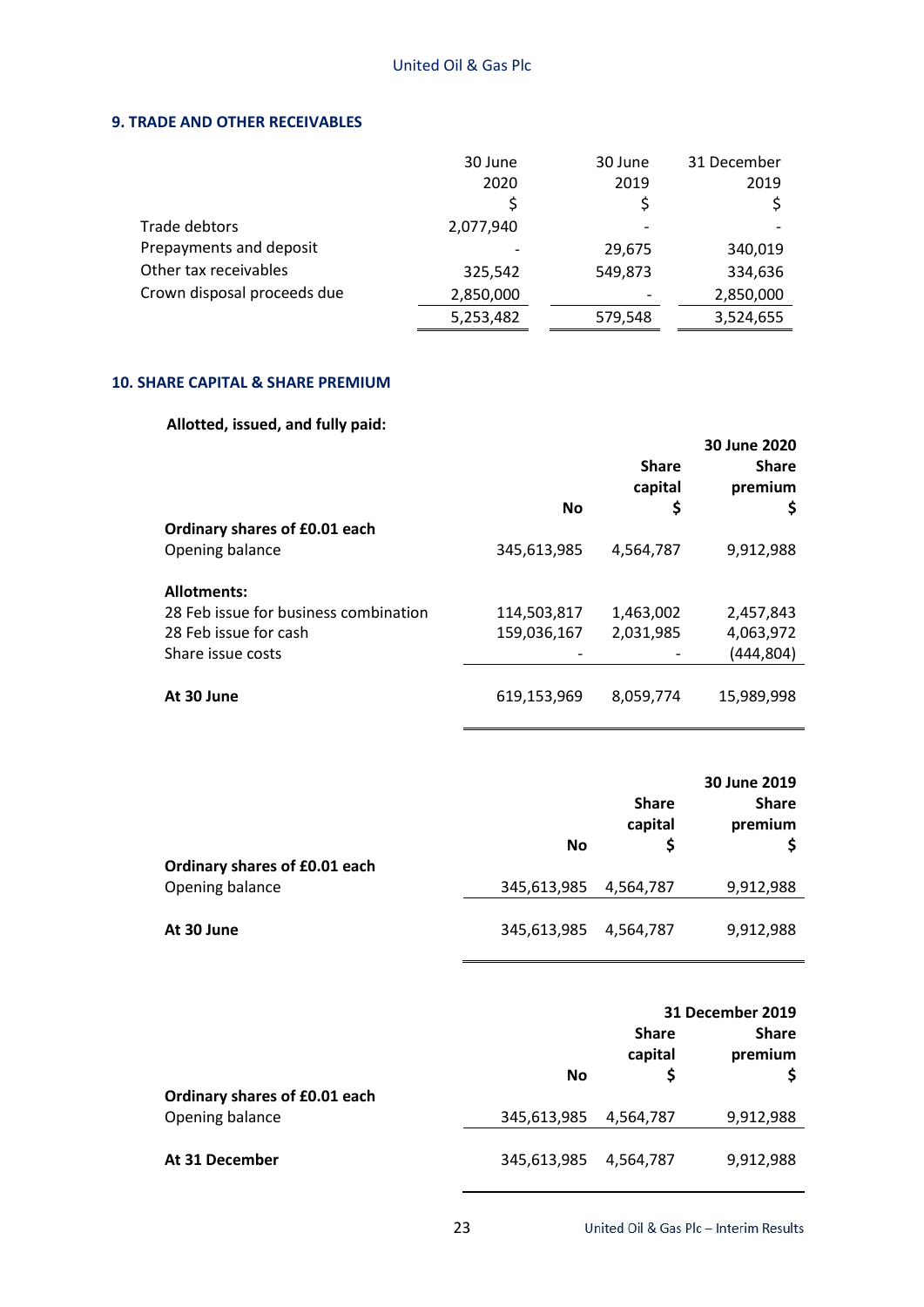### 9. TRADE AND OTHER RECEIVABLES

| | 30 June 2020 $ | 30 June 2019 $ | 31 December 2019 $ |
|---|---|---|---|
| Trade debtors | 2,077,940 | - | - |
| Prepayments and deposit | - | 29,675 | 340,019 |
| Other tax receivables | 325,542 | 549,873 | 334,636 |
| Crown disposal proceeds due | 2,850,000 | - | 2,850,000 |
| | 5,253,482 | 579,548 | 3,524,655 |

### 10. SHARE CAPITAL & SHARE PREMIUM

**Allotted, issued, and fully paid:**

| | | | 30 June 2020 |
|---|---|---|---|
| | No | Share capital $ | Share premium $ |
| **Ordinary shares of £0.01 each** | | | |
| Opening balance | 345,613,985 | 4,564,787 | 9,912,988 |
| **Allotments:** | | | |
| 28 Feb issue for business combination | 114,503,817 | 1,463,002 | 2,457,843 |
| 28 Feb issue for cash | 159,036,167 | 2,031,985 | 4,063,972 |
| Share issue costs | - | - | (444,804) |
| **At 30 June** | 619,153,969 | 8,059,774 | 15,989,998 |

| | | | 30 June 2019 |
|---|---|---|---|
| | No | Share capital $ | Share premium $ |
| **Ordinary shares of £0.01 each** | | | |
| Opening balance | 345,613,985 | 4,564,787 | 9,912,988 |
| **At 30 June** | 345,613,985 | 4,564,787 | 9,912,988 |

| | | | 31 December 2019 |
|---|---|---|---|
| | No | Share capital $ | Share premium $ |
| **Ordinary shares of £0.01 each** | | | |
| Opening balance | 345,613,985 | 4,564,787 | 9,912,988 |
| **At 31 December** | 345,613,985 | 4,564,787 | 9,912,988 |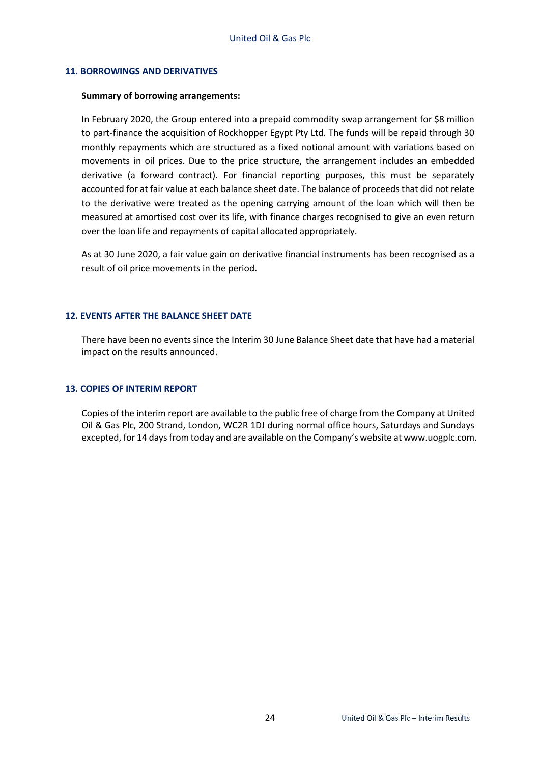## 11. BORROWINGS AND DERIVATIVES

**Summary of borrowing arrangements:**

In February 2020, the Group entered into a prepaid commodity swap arrangement for $8 million to part-finance the acquisition of Rockhopper Egypt Pty Ltd. The funds will be repaid through 30 monthly repayments which are structured as a fixed notional amount with variations based on movements in oil prices. Due to the price structure, the arrangement includes an embedded derivative (a forward contract). For financial reporting purposes, this must be separately accounted for at fair value at each balance sheet date. The balance of proceeds that did not relate to the derivative were treated as the opening carrying amount of the loan which will then be measured at amortised cost over its life, with finance charges recognised to give an even return over the loan life and repayments of capital allocated appropriately.

As at 30 June 2020, a fair value gain on derivative financial instruments has been recognised as a result of oil price movements in the period.

## 12. EVENTS AFTER THE BALANCE SHEET DATE

There have been no events since the Interim 30 June Balance Sheet date that have had a material impact on the results announced.

## 13. COPIES OF INTERIM REPORT

Copies of the interim report are available to the public free of charge from the Company at United Oil & Gas Plc, 200 Strand, London, WC2R 1DJ during normal office hours, Saturdays and Sundays excepted, for 14 days from today and are available on the Company's website at www.uogplc.com.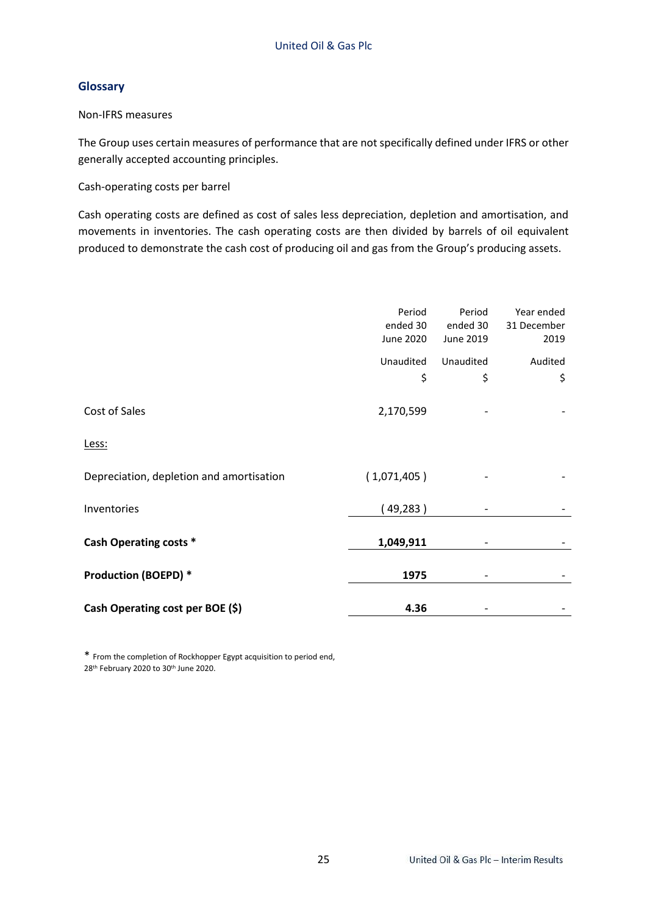## Glossary

Non-IFRS measures

The Group uses certain measures of performance that are not specifically defined under IFRS or other generally accepted accounting principles.

Cash-operating costs per barrel

Cash operating costs are defined as cost of sales less depreciation, depletion and amortisation, and movements in inventories. The cash operating costs are then divided by barrels of oil equivalent produced to demonstrate the cash cost of producing oil and gas from the Group's producing assets.

| | Period ended 30 June 2020 | Period ended 30 June 2019 | Year ended 31 December 2019 |
|---|---|---|---|
| | Unaudited | Unaudited | Audited |
| | $ | $ | $ |
| Cost of Sales | 2,170,599 | - | - |
| Less: | | | |
| Depreciation, depletion and amortisation | ( 1,071,405 ) | - | - |
| Inventories | ( 49,283 ) | - | - |
| **Cash Operating costs *** | **1,049,911** | - | - |
| **Production (BOEPD) *** | **1975** | - | - |
| **Cash Operating cost per BOE ($)** | **4.36** | - | - |

* From the completion of Rockhopper Egypt acquisition to period end, 28th February 2020 to 30th June 2020.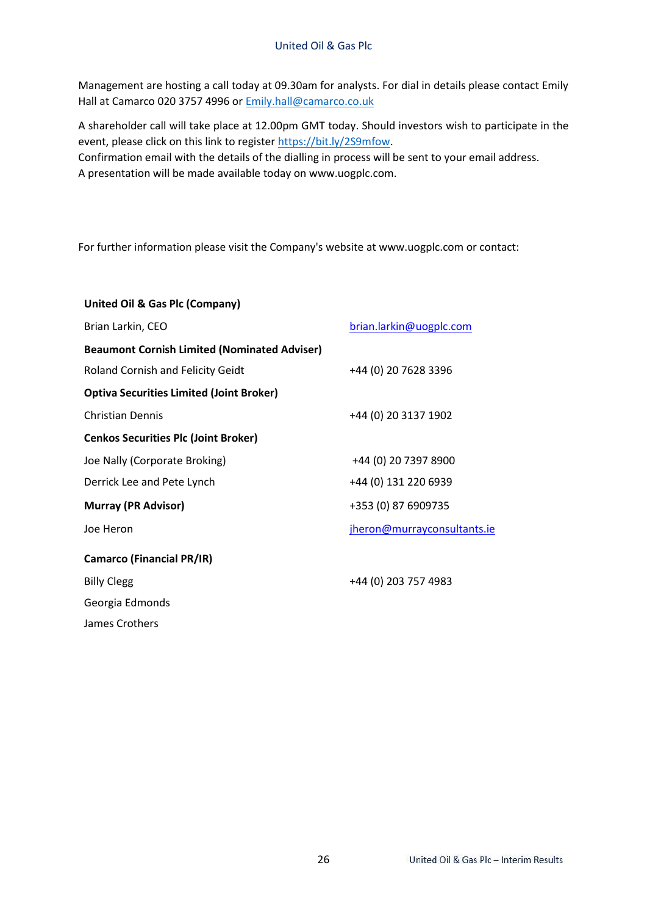Management are hosting a call today at 09.30am for analysts. For dial in details please contact Emily Hall at Camarco 020 3757 4996 or Emily.hall@camarco.co.uk

A shareholder call will take place at 12.00pm GMT today. Should investors wish to participate in the event, please click on this link to register https://bit.ly/2S9mfow.
Confirmation email with the details of the dialling in process will be sent to your email address.
A presentation will be made available today on www.uogplc.com.

For further information please visit the Company's website at www.uogplc.com or contact:

| | |
|---|---|
| **United Oil & Gas Plc (Company)** | |
| Brian Larkin, CEO | brian.larkin@uogplc.com |
| **Beaumont Cornish Limited (Nominated Adviser)** | |
| Roland Cornish and Felicity Geidt | +44 (0) 20 7628 3396 |
| **Optiva Securities Limited (Joint Broker)** | |
| Christian Dennis | +44 (0) 20 3137 1902 |
| **Cenkos Securities Plc (Joint Broker)** | |
| Joe Nally (Corporate Broking) | +44 (0) 20 7397 8900 |
| Derrick Lee and Pete Lynch | +44 (0) 131 220 6939 |
| **Murray (PR Advisor)** | +353 (0) 87 6909735 |
| Joe Heron | jheron@murrayconsultants.ie |
| **Camarco (Financial PR/IR)** | |
| Billy Clegg | +44 (0) 203 757 4983 |
| Georgia Edmonds | |
| James Crothers | |